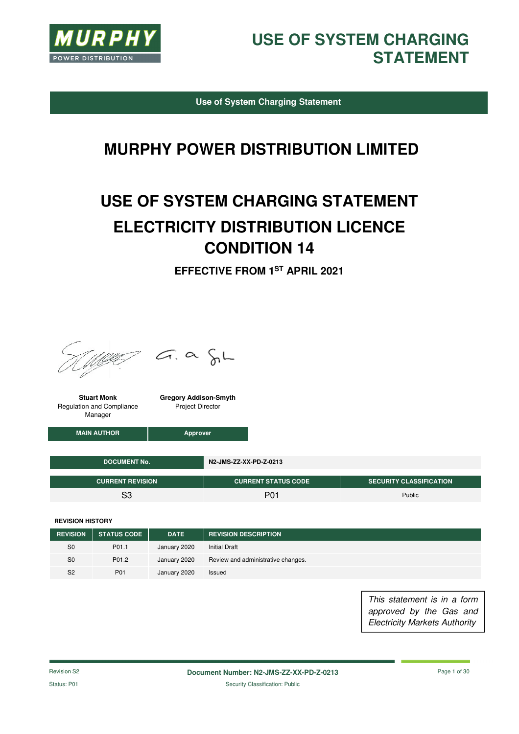# USE OF SYSTEM CHARGING STATEMENT

**Use of System Charging Statement**

# MURPHY POWER DISTRIBUTION LIMITED

# USE OF SYSTEM CHARGING STATEMENT

# ELECTRICITY DISTRIBUTION LICENCE CONDITION 14

### EFFECTIVE FROM 1ST APRIL 2021

| **Stuart Monk**<br>Regulation and Compliance Manager | **Gregory Addison-Smyth**<br>Project Director |
|---|---|
| MAIN AUTHOR | Approver |

| DOCUMENT No. | N2-JMS-ZZ-XX-PD-Z-0213 |
|---|---|

| CURRENT REVISION | CURRENT STATUS CODE | SECURITY CLASSIFICATION |
|---|---|---|
| S3 | P01 | Public |

**REVISION HISTORY**

| REVISION | STATUS CODE | DATE | REVISION DESCRIPTION |
|---|---|---|---|
| S0 | P01.1 | January 2020 | Initial Draft |
| S0 | P01.2 | January 2020 | Review and administrative changes. |
| S2 | P01 | January 2020 | Issued |

*This statement is in a form approved by the Gas and Electricity Markets Authority*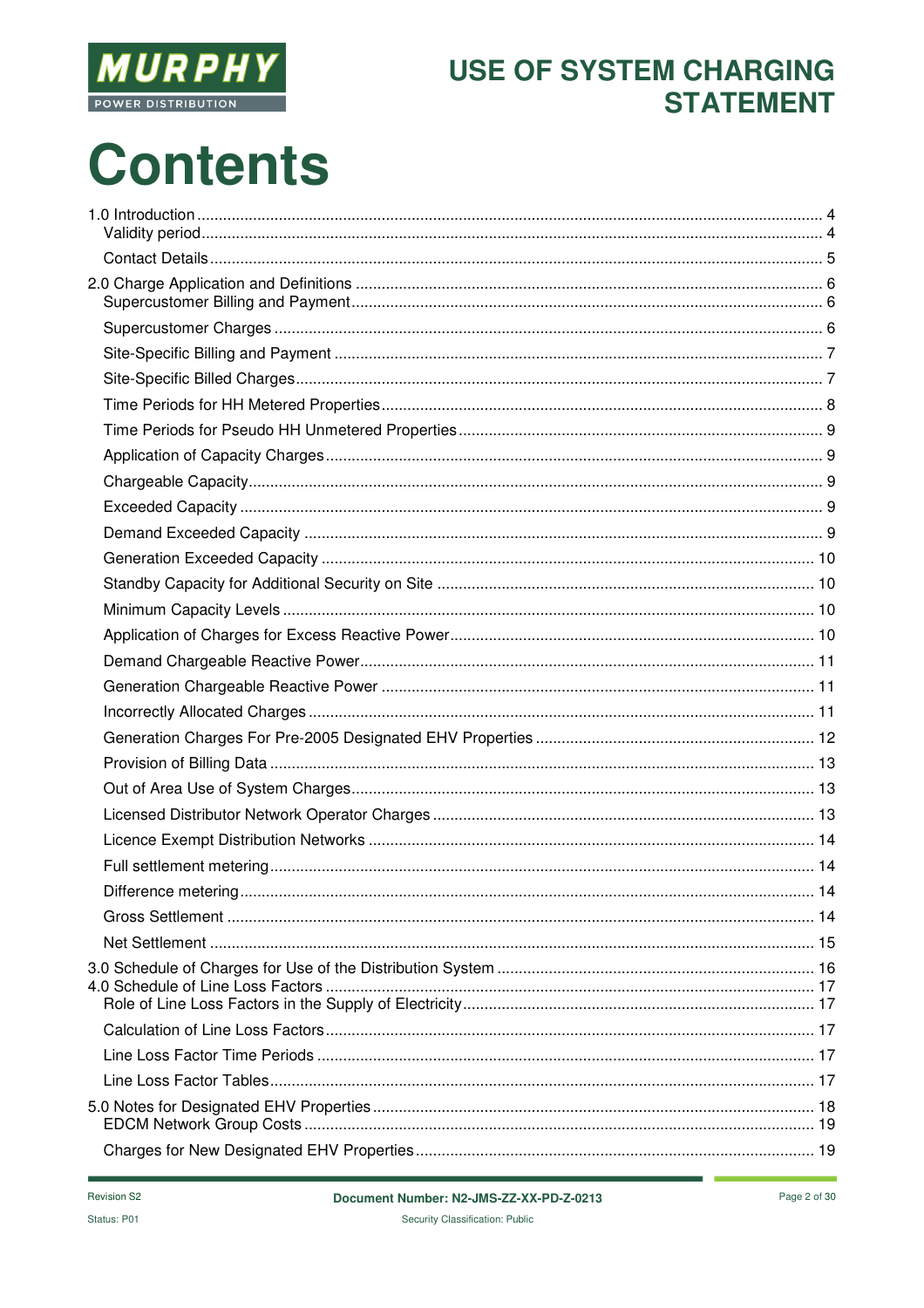# Contents

1.0 Introduction ..... 4
- Validity period ..... 4
- Contact Details ..... 5

2.0 Charge Application and Definitions ..... 6
- Supercustomer Billing and Payment ..... 6
- Supercustomer Charges ..... 6
- Site-Specific Billing and Payment ..... 7
- Site-Specific Billed Charges ..... 7
- Time Periods for HH Metered Properties ..... 8
- Time Periods for Pseudo HH Unmetered Properties ..... 9
- Application of Capacity Charges ..... 9
- Chargeable Capacity ..... 9
- Exceeded Capacity ..... 9
- Demand Exceeded Capacity ..... 9
- Generation Exceeded Capacity ..... 10
- Standby Capacity for Additional Security on Site ..... 10
- Minimum Capacity Levels ..... 10
- Application of Charges for Excess Reactive Power ..... 10
- Demand Chargeable Reactive Power ..... 11
- Generation Chargeable Reactive Power ..... 11
- Incorrectly Allocated Charges ..... 11
- Generation Charges For Pre-2005 Designated EHV Properties ..... 12
- Provision of Billing Data ..... 13
- Out of Area Use of System Charges ..... 13
- Licensed Distributor Network Operator Charges ..... 13
- Licence Exempt Distribution Networks ..... 14
- Full settlement metering ..... 14
- Difference metering ..... 14
- Gross Settlement ..... 14
- Net Settlement ..... 15

3.0 Schedule of Charges for Use of the Distribution System ..... 16

4.0 Schedule of Line Loss Factors ..... 17
- Role of Line Loss Factors in the Supply of Electricity ..... 17
- Calculation of Line Loss Factors ..... 17
- Line Loss Factor Time Periods ..... 17
- Line Loss Factor Tables ..... 17

5.0 Notes for Designated EHV Properties ..... 18
- EDCM Network Group Costs ..... 19
- Charges for New Designated EHV Properties ..... 19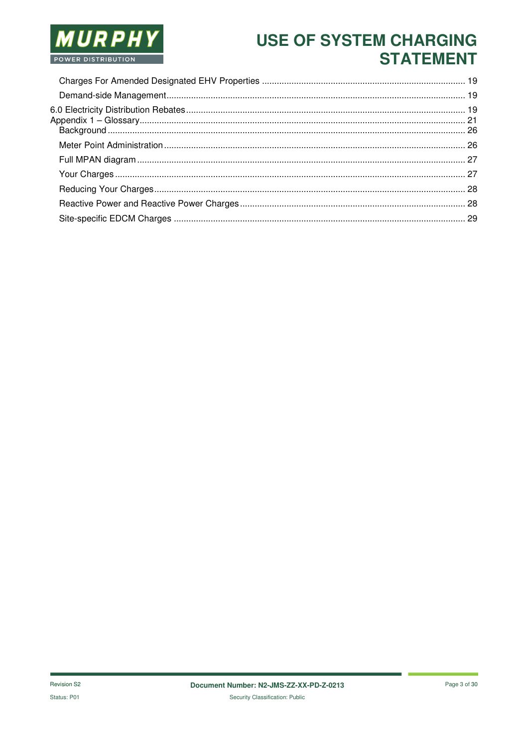Charges For Amended Designated EHV Properties .......... 19

Demand-side Management .......... 19

6.0 Electricity Distribution Rebates .......... 19

Appendix 1 – Glossary .......... 21

Background .......... 26

Meter Point Administration .......... 26

Full MPAN diagram .......... 27

Your Charges .......... 27

Reducing Your Charges .......... 28

Reactive Power and Reactive Power Charges .......... 28

Site-specific EDCM Charges .......... 29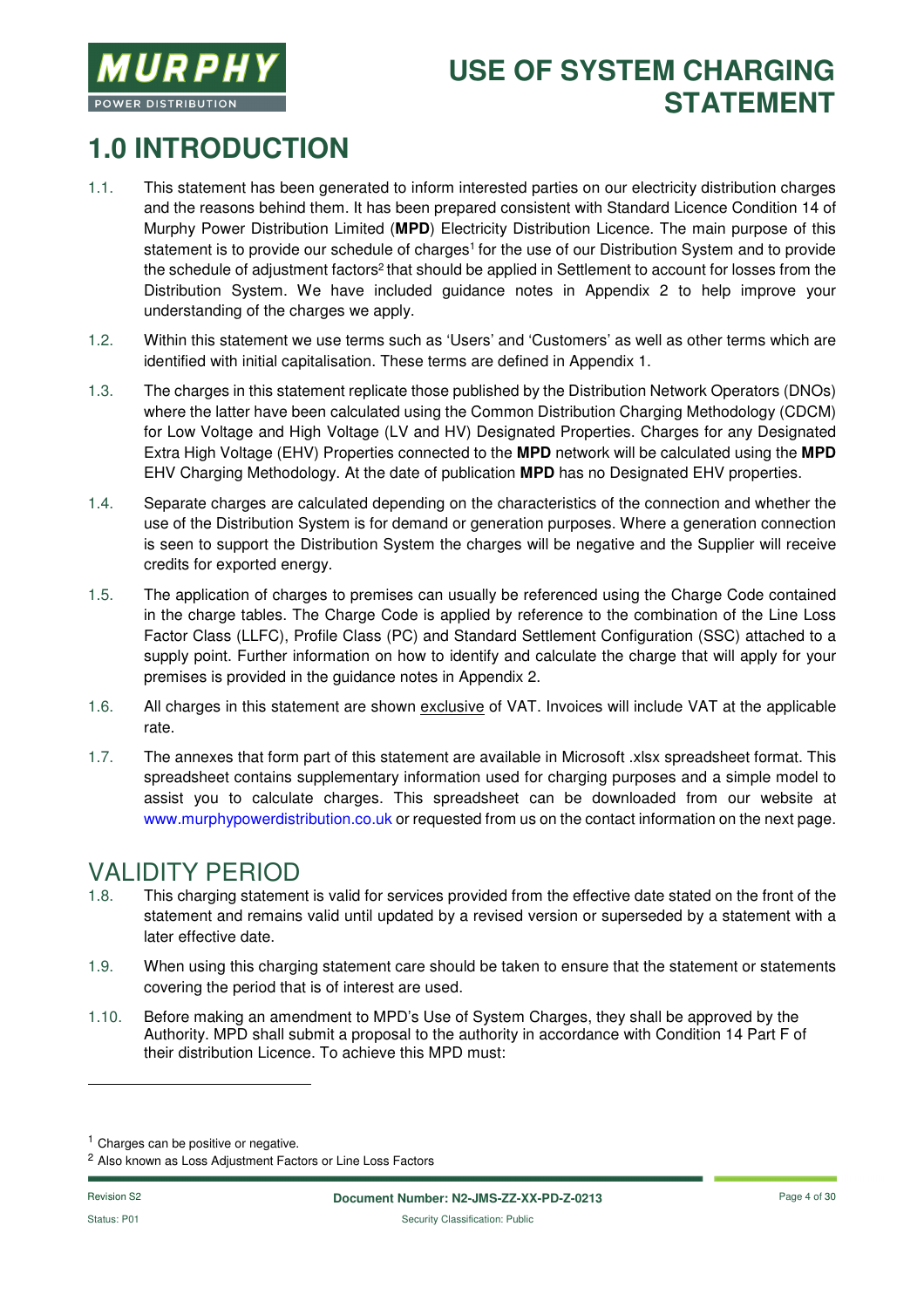# 1.0 INTRODUCTION

1.1. This statement has been generated to inform interested parties on our electricity distribution charges and the reasons behind them. It has been prepared consistent with Standard Licence Condition 14 of Murphy Power Distribution Limited (**MPD**) Electricity Distribution Licence. The main purpose of this statement is to provide our schedule of charges[1] for the use of our Distribution System and to provide the schedule of adjustment factors[2] that should be applied in Settlement to account for losses from the Distribution System. We have included guidance notes in Appendix 2 to help improve your understanding of the charges we apply.

1.2. Within this statement we use terms such as 'Users' and 'Customers' as well as other terms which are identified with initial capitalisation. These terms are defined in Appendix 1.

1.3. The charges in this statement replicate those published by the Distribution Network Operators (DNOs) where the latter have been calculated using the Common Distribution Charging Methodology (CDCM) for Low Voltage and High Voltage (LV and HV) Designated Properties. Charges for any Designated Extra High Voltage (EHV) Properties connected to the **MPD** network will be calculated using the **MPD** EHV Charging Methodology. At the date of publication **MPD** has no Designated EHV properties.

1.4. Separate charges are calculated depending on the characteristics of the connection and whether the use of the Distribution System is for demand or generation purposes. Where a generation connection is seen to support the Distribution System the charges will be negative and the Supplier will receive credits for exported energy.

1.5. The application of charges to premises can usually be referenced using the Charge Code contained in the charge tables. The Charge Code is applied by reference to the combination of the Line Loss Factor Class (LLFC), Profile Class (PC) and Standard Settlement Configuration (SSC) attached to a supply point. Further information on how to identify and calculate the charge that will apply for your premises is provided in the guidance notes in Appendix 2.

1.6. All charges in this statement are shown exclusive of VAT. Invoices will include VAT at the applicable rate.

1.7. The annexes that form part of this statement are available in Microsoft .xlsx spreadsheet format. This spreadsheet contains supplementary information used for charging purposes and a simple model to assist you to calculate charges. This spreadsheet can be downloaded from our website at www.murphypowerdistribution.co.uk or requested from us on the contact information on the next page.

## VALIDITY PERIOD

1.8. This charging statement is valid for services provided from the effective date stated on the front of the statement and remains valid until updated by a revised version or superseded by a statement with a later effective date.

1.9. When using this charging statement care should be taken to ensure that the statement or statements covering the period that is of interest are used.

1.10. Before making an amendment to MPD's Use of System Charges, they shall be approved by the Authority. MPD shall submit a proposal to the authority in accordance with Condition 14 Part F of their distribution Licence. To achieve this MPD must:

---

[1] Charges can be positive or negative.

[2] Also known as Loss Adjustment Factors or Line Loss Factors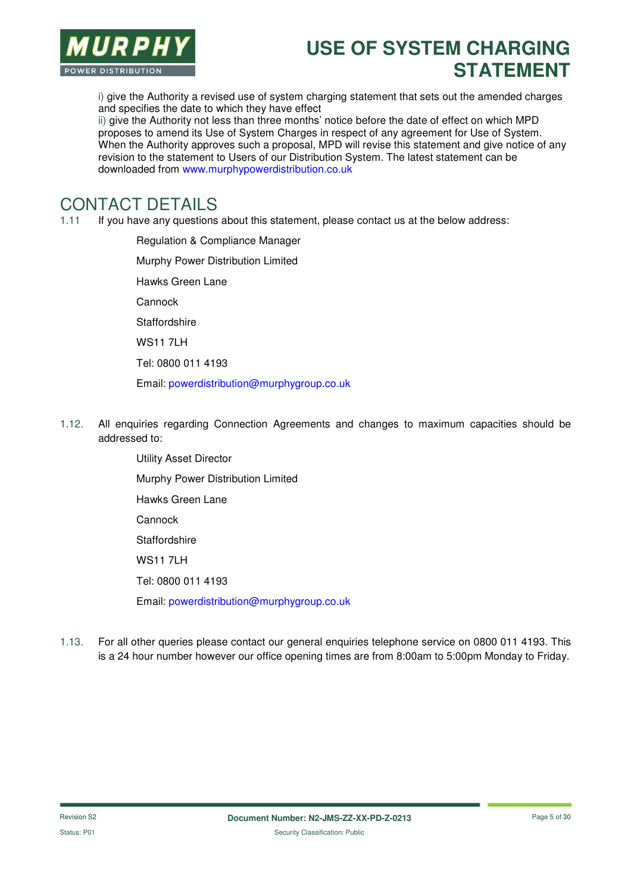i) give the Authority a revised use of system charging statement that sets out the amended charges and specifies the date to which they have effect

ii) give the Authority not less than three months' notice before the date of effect on which MPD proposes to amend its Use of System Charges in respect of any agreement for Use of System. When the Authority approves such a proposal, MPD will revise this statement and give notice of any revision to the statement to Users of our Distribution System. The latest statement can be downloaded from www.murphypowerdistribution.co.uk

# CONTACT DETAILS

1.11 If you have any questions about this statement, please contact us at the below address:

Regulation & Compliance Manager

Murphy Power Distribution Limited

Hawks Green Lane

Cannock

Staffordshire

WS11 7LH

Tel: 0800 011 4193

Email: powerdistribution@murphygroup.co.uk

1.12. All enquiries regarding Connection Agreements and changes to maximum capacities should be addressed to:

Utility Asset Director

Murphy Power Distribution Limited

Hawks Green Lane

Cannock

Staffordshire

WS11 7LH

Tel: 0800 011 4193

Email: powerdistribution@murphygroup.co.uk

1.13. For all other queries please contact our general enquiries telephone service on 0800 011 4193. This is a 24 hour number however our office opening times are from 8:00am to 5:00pm Monday to Friday.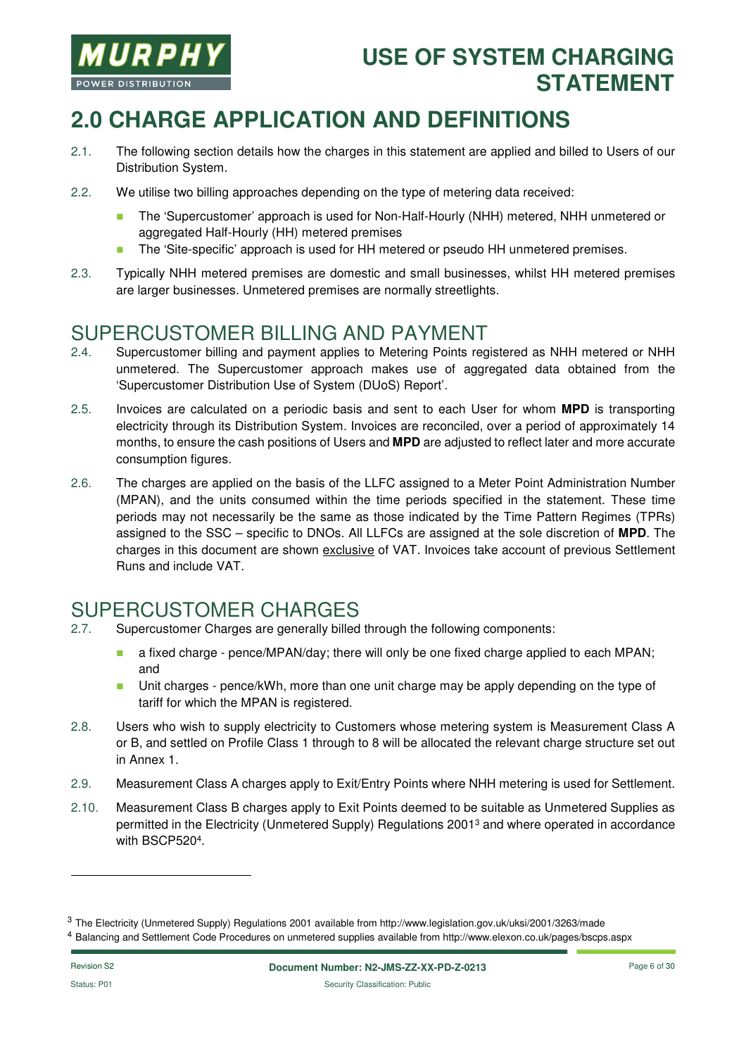# 2.0 CHARGE APPLICATION AND DEFINITIONS

2.1. The following section details how the charges in this statement are applied and billed to Users of our Distribution System.

2.2. We utilise two billing approaches depending on the type of metering data received:

- The 'Supercustomer' approach is used for Non-Half-Hourly (NHH) metered, NHH unmetered or aggregated Half-Hourly (HH) metered premises
- The 'Site-specific' approach is used for HH metered or pseudo HH unmetered premises.

2.3. Typically NHH metered premises are domestic and small businesses, whilst HH metered premises are larger businesses. Unmetered premises are normally streetlights.

## SUPERCUSTOMER BILLING AND PAYMENT

2.4. Supercustomer billing and payment applies to Metering Points registered as NHH metered or NHH unmetered. The Supercustomer approach makes use of aggregated data obtained from the 'Supercustomer Distribution Use of System (DUoS) Report'.

2.5. Invoices are calculated on a periodic basis and sent to each User for whom **MPD** is transporting electricity through its Distribution System. Invoices are reconciled, over a period of approximately 14 months, to ensure the cash positions of Users and **MPD** are adjusted to reflect later and more accurate consumption figures.

2.6. The charges are applied on the basis of the LLFC assigned to a Meter Point Administration Number (MPAN), and the units consumed within the time periods specified in the statement. These time periods may not necessarily be the same as those indicated by the Time Pattern Regimes (TPRs) assigned to the SSC – specific to DNOs. All LLFCs are assigned at the sole discretion of **MPD**. The charges in this document are shown exclusive of VAT. Invoices take account of previous Settlement Runs and include VAT.

## SUPERCUSTOMER CHARGES

2.7. Supercustomer Charges are generally billed through the following components:

- a fixed charge - pence/MPAN/day; there will only be one fixed charge applied to each MPAN; and
- Unit charges - pence/kWh, more than one unit charge may be apply depending on the type of tariff for which the MPAN is registered.

2.8. Users who wish to supply electricity to Customers whose metering system is Measurement Class A or B, and settled on Profile Class 1 through to 8 will be allocated the relevant charge structure set out in Annex 1.

2.9. Measurement Class A charges apply to Exit/Entry Points where NHH metering is used for Settlement.

2.10. Measurement Class B charges apply to Exit Points deemed to be suitable as Unmetered Supplies as permitted in the Electricity (Unmetered Supply) Regulations 2001[3] and where operated in accordance with BSCP520[4].

[3] The Electricity (Unmetered Supply) Regulations 2001 available from http://www.legislation.gov.uk/uksi/2001/3263/made

[4] Balancing and Settlement Code Procedures on unmetered supplies available from http://www.elexon.co.uk/pages/bscps.aspx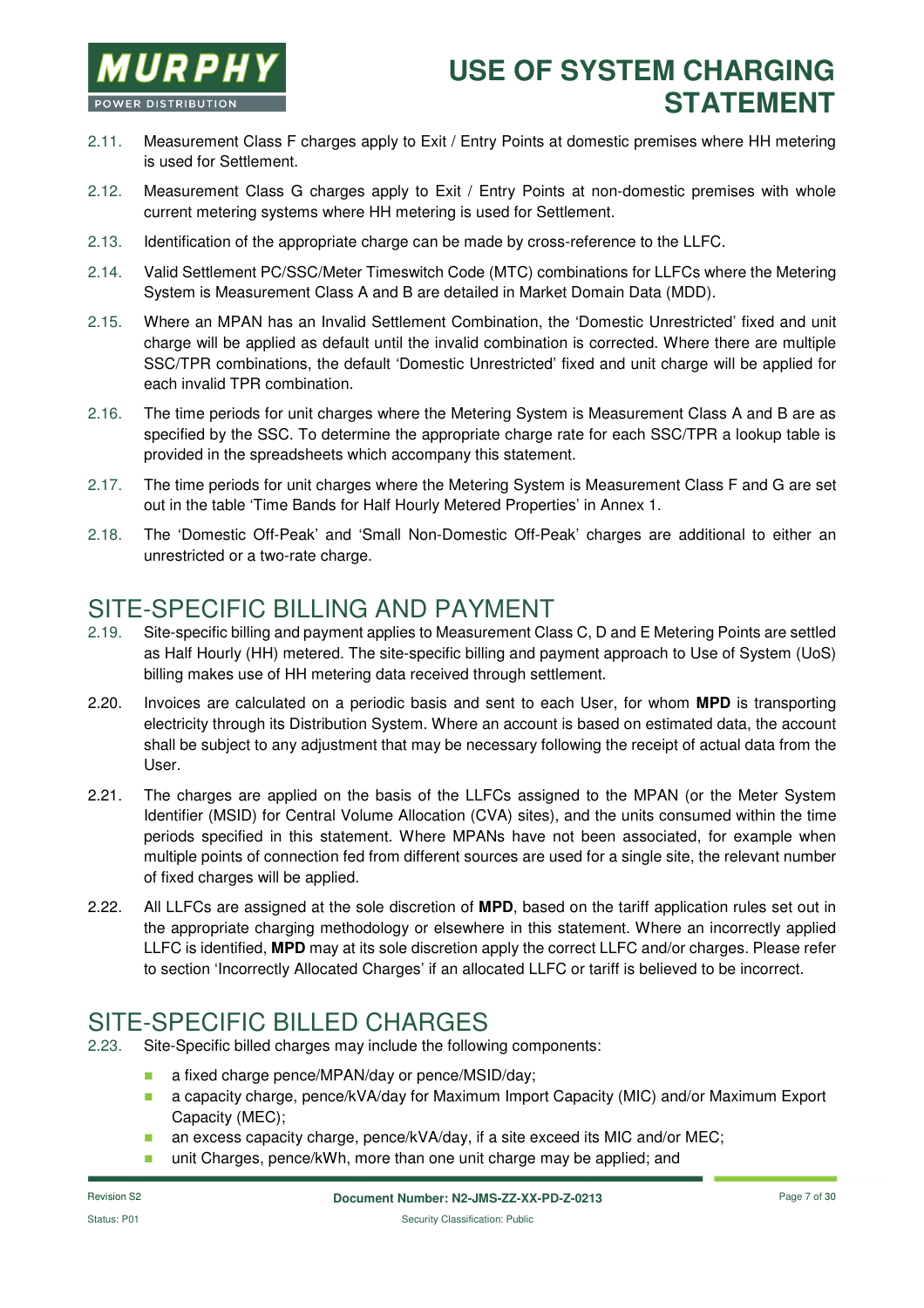2.11. Measurement Class F charges apply to Exit / Entry Points at domestic premises where HH metering is used for Settlement.

2.12. Measurement Class G charges apply to Exit / Entry Points at non-domestic premises with whole current metering systems where HH metering is used for Settlement.

2.13. Identification of the appropriate charge can be made by cross-reference to the LLFC.

2.14. Valid Settlement PC/SSC/Meter Timeswitch Code (MTC) combinations for LLFCs where the Metering System is Measurement Class A and B are detailed in Market Domain Data (MDD).

2.15. Where an MPAN has an Invalid Settlement Combination, the 'Domestic Unrestricted' fixed and unit charge will be applied as default until the invalid combination is corrected. Where there are multiple SSC/TPR combinations, the default 'Domestic Unrestricted' fixed and unit charge will be applied for each invalid TPR combination.

2.16. The time periods for unit charges where the Metering System is Measurement Class A and B are as specified by the SSC. To determine the appropriate charge rate for each SSC/TPR a lookup table is provided in the spreadsheets which accompany this statement.

2.17. The time periods for unit charges where the Metering System is Measurement Class F and G are set out in the table 'Time Bands for Half Hourly Metered Properties' in Annex 1.

2.18. The 'Domestic Off-Peak' and 'Small Non-Domestic Off-Peak' charges are additional to either an unrestricted or a two-rate charge.

# SITE-SPECIFIC BILLING AND PAYMENT

2.19. Site-specific billing and payment applies to Measurement Class C, D and E Metering Points are settled as Half Hourly (HH) metered. The site-specific billing and payment approach to Use of System (UoS) billing makes use of HH metering data received through settlement.

2.20. Invoices are calculated on a periodic basis and sent to each User, for whom **MPD** is transporting electricity through its Distribution System. Where an account is based on estimated data, the account shall be subject to any adjustment that may be necessary following the receipt of actual data from the User.

2.21. The charges are applied on the basis of the LLFCs assigned to the MPAN (or the Meter System Identifier (MSID) for Central Volume Allocation (CVA) sites), and the units consumed within the time periods specified in this statement. Where MPANs have not been associated, for example when multiple points of connection fed from different sources are used for a single site, the relevant number of fixed charges will be applied.

2.22. All LLFCs are assigned at the sole discretion of **MPD**, based on the tariff application rules set out in the appropriate charging methodology or elsewhere in this statement. Where an incorrectly applied LLFC is identified, **MPD** may at its sole discretion apply the correct LLFC and/or charges. Please refer to section 'Incorrectly Allocated Charges' if an allocated LLFC or tariff is believed to be incorrect.

# SITE-SPECIFIC BILLED CHARGES

2.23. Site-Specific billed charges may include the following components:

- a fixed charge pence/MPAN/day or pence/MSID/day;
- a capacity charge, pence/kVA/day for Maximum Import Capacity (MIC) and/or Maximum Export Capacity (MEC);
- an excess capacity charge, pence/kVA/day, if a site exceed its MIC and/or MEC;
- unit Charges, pence/kWh, more than one unit charge may be applied; and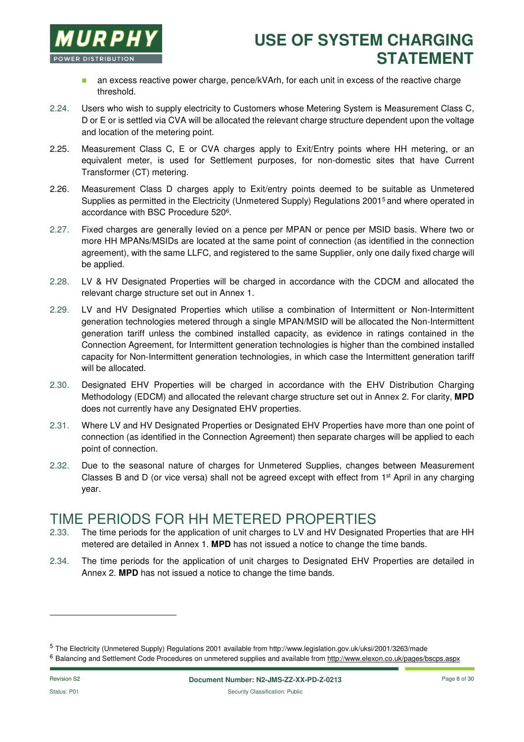- an excess reactive power charge, pence/kVArh, for each unit in excess of the reactive charge threshold.

2.24. Users who wish to supply electricity to Customers whose Metering System is Measurement Class C, D or E or is settled via CVA will be allocated the relevant charge structure dependent upon the voltage and location of the metering point.

2.25. Measurement Class C, E or CVA charges apply to Exit/Entry points where HH metering, or an equivalent meter, is used for Settlement purposes, for non-domestic sites that have Current Transformer (CT) metering.

2.26. Measurement Class D charges apply to Exit/entry points deemed to be suitable as Unmetered Supplies as permitted in the Electricity (Unmetered Supply) Regulations 2001[5] and where operated in accordance with BSC Procedure 520[6].

2.27. Fixed charges are generally levied on a pence per MPAN or pence per MSID basis. Where two or more HH MPANs/MSIDs are located at the same point of connection (as identified in the connection agreement), with the same LLFC, and registered to the same Supplier, only one daily fixed charge will be applied.

2.28. LV & HV Designated Properties will be charged in accordance with the CDCM and allocated the relevant charge structure set out in Annex 1.

2.29. LV and HV Designated Properties which utilise a combination of Intermittent or Non-Intermittent generation technologies metered through a single MPAN/MSID will be allocated the Non-Intermittent generation tariff unless the combined installed capacity, as evidence in ratings contained in the Connection Agreement, for Intermittent generation technologies is higher than the combined installed capacity for Non-Intermittent generation technologies, in which case the Intermittent generation tariff will be allocated.

2.30. Designated EHV Properties will be charged in accordance with the EHV Distribution Charging Methodology (EDCM) and allocated the relevant charge structure set out in Annex 2. For clarity, **MPD** does not currently have any Designated EHV properties.

2.31. Where LV and HV Designated Properties or Designated EHV Properties have more than one point of connection (as identified in the Connection Agreement) then separate charges will be applied to each point of connection.

2.32. Due to the seasonal nature of charges for Unmetered Supplies, changes between Measurement Classes B and D (or vice versa) shall not be agreed except with effect from 1st April in any charging year.

# TIME PERIODS FOR HH METERED PROPERTIES

2.33. The time periods for the application of unit charges to LV and HV Designated Properties that are HH metered are detailed in Annex 1. **MPD** has not issued a notice to change the time bands.

2.34. The time periods for the application of unit charges to Designated EHV Properties are detailed in Annex 2. **MPD** has not issued a notice to change the time bands.

---

[5] The Electricity (Unmetered Supply) Regulations 2001 available from http://www.legislation.gov.uk/uksi/2001/3263/made

[6] Balancing and Settlement Code Procedures on unmetered supplies and available from http://www.elexon.co.uk/pages/bscps.aspx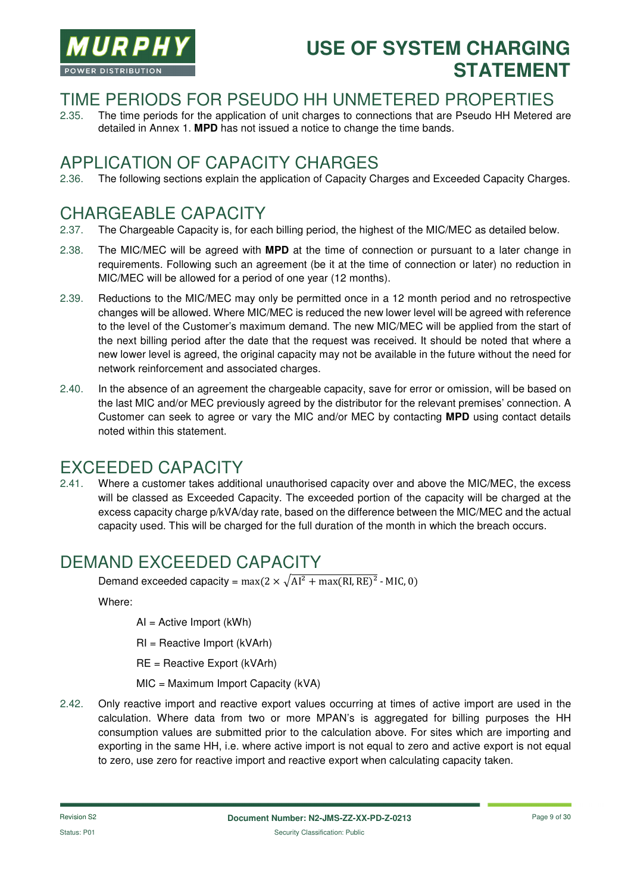## TIME PERIODS FOR PSEUDO HH UNMETERED PROPERTIES

2.35. The time periods for the application of unit charges to connections that are Pseudo HH Metered are detailed in Annex 1. **MPD** has not issued a notice to change the time bands.

## APPLICATION OF CAPACITY CHARGES

2.36. The following sections explain the application of Capacity Charges and Exceeded Capacity Charges.

## CHARGEABLE CAPACITY

2.37. The Chargeable Capacity is, for each billing period, the highest of the MIC/MEC as detailed below.

2.38. The MIC/MEC will be agreed with **MPD** at the time of connection or pursuant to a later change in requirements. Following such an agreement (be it at the time of connection or later) no reduction in MIC/MEC will be allowed for a period of one year (12 months).

2.39. Reductions to the MIC/MEC may only be permitted once in a 12 month period and no retrospective changes will be allowed. Where MIC/MEC is reduced the new lower level will be agreed with reference to the level of the Customer's maximum demand. The new MIC/MEC will be applied from the start of the next billing period after the date that the request was received. It should be noted that where a new lower level is agreed, the original capacity may not be available in the future without the need for network reinforcement and associated charges.

2.40. In the absence of an agreement the chargeable capacity, save for error or omission, will be based on the last MIC and/or MEC previously agreed by the distributor for the relevant premises' connection. A Customer can seek to agree or vary the MIC and/or MEC by contacting **MPD** using contact details noted within this statement.

## EXCEEDED CAPACITY

2.41. Where a customer takes additional unauthorised capacity over and above the MIC/MEC, the excess will be classed as Exceeded Capacity. The exceeded portion of the capacity will be charged at the excess capacity charge p/kVA/day rate, based on the difference between the MIC/MEC and the actual capacity used. This will be charged for the full duration of the month in which the breach occurs.

## DEMAND EXCEEDED CAPACITY

Demand exceeded capacity = $\max(2 \times \sqrt{\mathrm{AI}^2 + \max(\mathrm{RI}, \mathrm{RE})^2} - \mathrm{MIC}, 0)$

Where:

AI = Active Import (kWh)

RI = Reactive Import (kVArh)

RE = Reactive Export (kVArh)

MIC = Maximum Import Capacity (kVA)

2.42. Only reactive import and reactive export values occurring at times of active import are used in the calculation. Where data from two or more MPAN's is aggregated for billing purposes the HH consumption values are submitted prior to the calculation above. For sites which are importing and exporting in the same HH, i.e. where active import is not equal to zero and active export is not equal to zero, use zero for reactive import and reactive export when calculating capacity taken.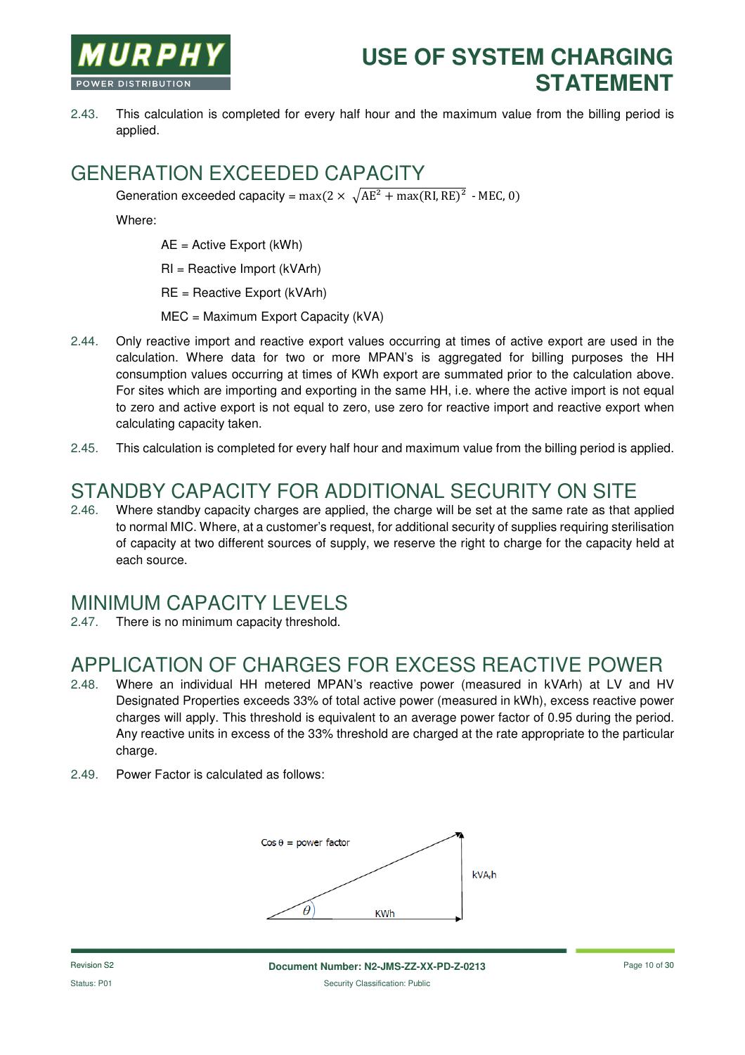2.43. This calculation is completed for every half hour and the maximum value from the billing period is applied.

## GENERATION EXCEEDED CAPACITY

Generation exceeded capacity = $\max(2 \times \sqrt{\text{AE}^2 + \max(\text{RI}, \text{RE})^2} - \text{MEC}, 0)$

Where:

AE = Active Export (kWh)

RI = Reactive Import (kVArh)

RE = Reactive Export (kVArh)

MEC = Maximum Export Capacity (kVA)

2.44. Only reactive import and reactive export values occurring at times of active export are used in the calculation. Where data for two or more MPAN's is aggregated for billing purposes the HH consumption values occurring at times of KWh export are summated prior to the calculation above. For sites which are importing and exporting in the same HH, i.e. where the active import is not equal to zero and active export is not equal to zero, use zero for reactive import and reactive export when calculating capacity taken.

2.45. This calculation is completed for every half hour and maximum value from the billing period is applied.

## STANDBY CAPACITY FOR ADDITIONAL SECURITY ON SITE

2.46. Where standby capacity charges are applied, the charge will be set at the same rate as that applied to normal MIC. Where, at a customer's request, for additional security of supplies requiring sterilisation of capacity at two different sources of supply, we reserve the right to charge for the capacity held at each source.

## MINIMUM CAPACITY LEVELS

2.47. There is no minimum capacity threshold.

## APPLICATION OF CHARGES FOR EXCESS REACTIVE POWER

2.48. Where an individual HH metered MPAN's reactive power (measured in kVArh) at LV and HV Designated Properties exceeds 33% of total active power (measured in kWh), excess reactive power charges will apply. This threshold is equivalent to an average power factor of 0.95 during the period. Any reactive units in excess of the 33% threshold are charged at the rate appropriate to the particular charge.

2.49. Power Factor is calculated as follows:

Cos θ = power factor

kVArh

θ

KWh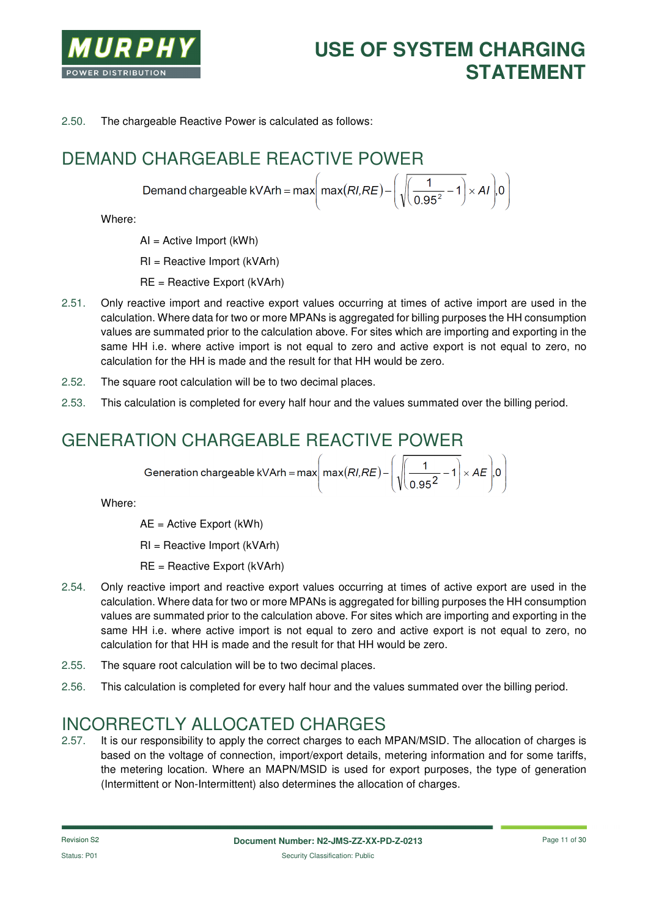2.50. The chargeable Reactive Power is calculated as follows:

## DEMAND CHARGEABLE REACTIVE POWER

$$\text{Demand chargeable kVArh} = \max\left(\max(RI, RE) - \left(\sqrt{\left(\frac{1}{0.95^2} - 1\right)} \times AI\right), 0\right)$$

Where:

AI = Active Import (kWh)

RI = Reactive Import (kVArh)

RE = Reactive Export (kVArh)

2.51. Only reactive import and reactive export values occurring at times of active import are used in the calculation. Where data for two or more MPANs is aggregated for billing purposes the HH consumption values are summated prior to the calculation above. For sites which are importing and exporting in the same HH i.e. where active import is not equal to zero and active export is not equal to zero, no calculation for the HH is made and the result for that HH would be zero.

2.52. The square root calculation will be to two decimal places.

2.53. This calculation is completed for every half hour and the values summated over the billing period.

## GENERATION CHARGEABLE REACTIVE POWER

$$\text{Generation chargeable kVArh} = \max\left(\max(RI, RE) - \left(\sqrt{\left(\frac{1}{0.95^2} - 1\right)} \times AE\right), 0\right)$$

Where:

AE = Active Export (kWh)

RI = Reactive Import (kVArh)

RE = Reactive Export (kVArh)

2.54. Only reactive import and reactive export values occurring at times of active export are used in the calculation. Where data for two or more MPANs is aggregated for billing purposes the HH consumption values are summated prior to the calculation above. For sites which are importing and exporting in the same HH i.e. where active import is not equal to zero and active export is not equal to zero, no calculation for that HH is made and the result for that HH would be zero.

2.55. The square root calculation will be to two decimal places.

2.56. This calculation is completed for every half hour and the values summated over the billing period.

## INCORRECTLY ALLOCATED CHARGES

2.57. It is our responsibility to apply the correct charges to each MPAN/MSID. The allocation of charges is based on the voltage of connection, import/export details, metering information and for some tariffs, the metering location. Where an MAPN/MSID is used for export purposes, the type of generation (Intermittent or Non-Intermittent) also determines the allocation of charges.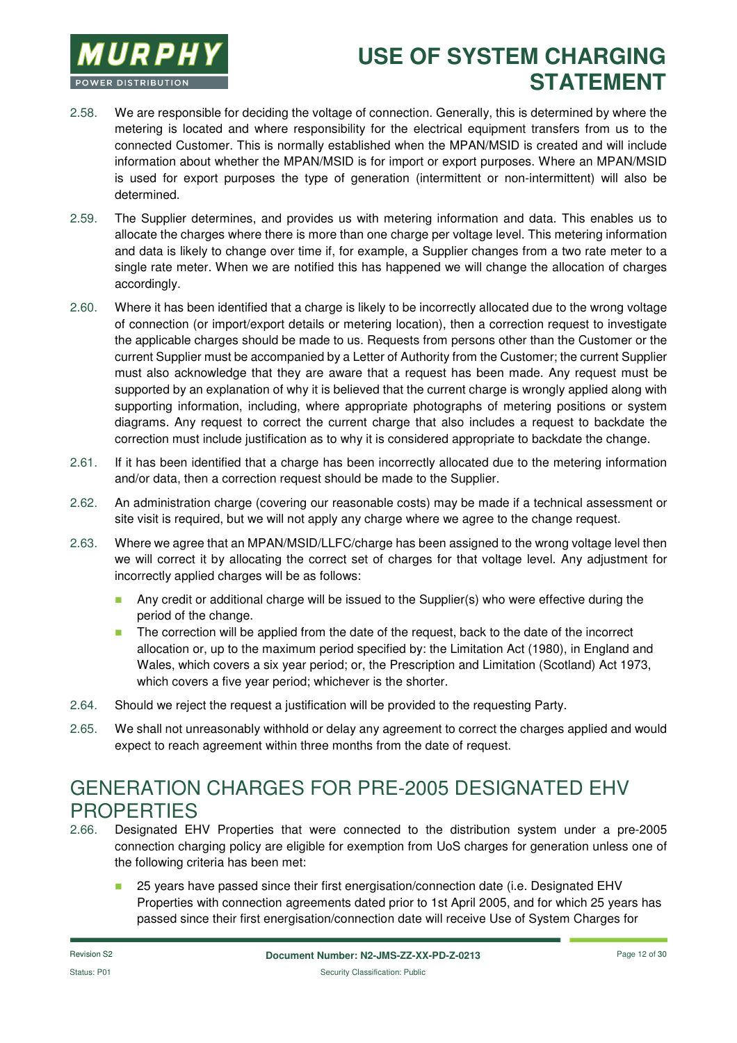2.58. We are responsible for deciding the voltage of connection. Generally, this is determined by where the metering is located and where responsibility for the electrical equipment transfers from us to the connected Customer. This is normally established when the MPAN/MSID is created and will include information about whether the MPAN/MSID is for import or export purposes. Where an MPAN/MSID is used for export purposes the type of generation (intermittent or non-intermittent) will also be determined.

2.59. The Supplier determines, and provides us with metering information and data. This enables us to allocate the charges where there is more than one charge per voltage level. This metering information and data is likely to change over time if, for example, a Supplier changes from a two rate meter to a single rate meter. When we are notified this has happened we will change the allocation of charges accordingly.

2.60. Where it has been identified that a charge is likely to be incorrectly allocated due to the wrong voltage of connection (or import/export details or metering location), then a correction request to investigate the applicable charges should be made to us. Requests from persons other than the Customer or the current Supplier must be accompanied by a Letter of Authority from the Customer; the current Supplier must also acknowledge that they are aware that a request has been made. Any request must be supported by an explanation of why it is believed that the current charge is wrongly applied along with supporting information, including, where appropriate photographs of metering positions or system diagrams. Any request to correct the current charge that also includes a request to backdate the correction must include justification as to why it is considered appropriate to backdate the change.

2.61. If it has been identified that a charge has been incorrectly allocated due to the metering information and/or data, then a correction request should be made to the Supplier.

2.62. An administration charge (covering our reasonable costs) may be made if a technical assessment or site visit is required, but we will not apply any charge where we agree to the change request.

2.63. Where we agree that an MPAN/MSID/LLFC/charge has been assigned to the wrong voltage level then we will correct it by allocating the correct set of charges for that voltage level. Any adjustment for incorrectly applied charges will be as follows:

- Any credit or additional charge will be issued to the Supplier(s) who were effective during the period of the change.
- The correction will be applied from the date of the request, back to the date of the incorrect allocation or, up to the maximum period specified by: the Limitation Act (1980), in England and Wales, which covers a six year period; or, the Prescription and Limitation (Scotland) Act 1973, which covers a five year period; whichever is the shorter.

2.64. Should we reject the request a justification will be provided to the requesting Party.

2.65. We shall not unreasonably withhold or delay any agreement to correct the charges applied and would expect to reach agreement within three months from the date of request.

## GENERATION CHARGES FOR PRE-2005 DESIGNATED EHV PROPERTIES

2.66. Designated EHV Properties that were connected to the distribution system under a pre-2005 connection charging policy are eligible for exemption from UoS charges for generation unless one of the following criteria has been met:

- 25 years have passed since their first energisation/connection date (i.e. Designated EHV Properties with connection agreements dated prior to 1st April 2005, and for which 25 years has passed since their first energisation/connection date will receive Use of System Charges for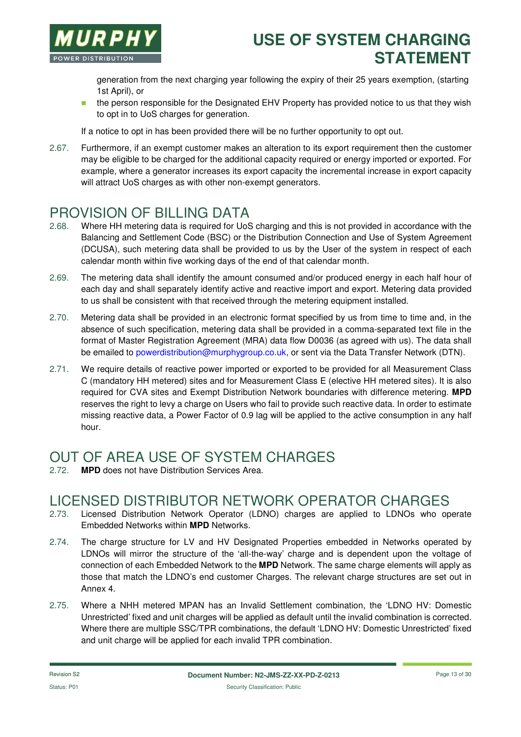generation from the next charging year following the expiry of their 25 years exemption, (starting 1st April), or

- the person responsible for the Designated EHV Property has provided notice to us that they wish to opt in to UoS charges for generation.

If a notice to opt in has been provided there will be no further opportunity to opt out.

2.67. Furthermore, if an exempt customer makes an alteration to its export requirement then the customer may be eligible to be charged for the additional capacity required or energy imported or exported. For example, where a generator increases its export capacity the incremental increase in export capacity will attract UoS charges as with other non-exempt generators.

# PROVISION OF BILLING DATA

2.68. Where HH metering data is required for UoS charging and this is not provided in accordance with the Balancing and Settlement Code (BSC) or the Distribution Connection and Use of System Agreement (DCUSA), such metering data shall be provided to us by the User of the system in respect of each calendar month within five working days of the end of that calendar month.

2.69. The metering data shall identify the amount consumed and/or produced energy in each half hour of each day and shall separately identify active and reactive import and export. Metering data provided to us shall be consistent with that received through the metering equipment installed.

2.70. Metering data shall be provided in an electronic format specified by us from time to time and, in the absence of such specification, metering data shall be provided in a comma-separated text file in the format of Master Registration Agreement (MRA) data flow D0036 (as agreed with us). The data shall be emailed to powerdistribution@murphygroup.co.uk, or sent via the Data Transfer Network (DTN).

2.71. We require details of reactive power imported or exported to be provided for all Measurement Class C (mandatory HH metered) sites and for Measurement Class E (elective HH metered sites). It is also required for CVA sites and Exempt Distribution Network boundaries with difference metering. **MPD** reserves the right to levy a charge on Users who fail to provide such reactive data. In order to estimate missing reactive data, a Power Factor of 0.9 lag will be applied to the active consumption in any half hour.

# OUT OF AREA USE OF SYSTEM CHARGES

2.72. **MPD** does not have Distribution Services Area.

# LICENSED DISTRIBUTOR NETWORK OPERATOR CHARGES

2.73. Licensed Distribution Network Operator (LDNO) charges are applied to LDNOs who operate Embedded Networks within **MPD** Networks.

2.74. The charge structure for LV and HV Designated Properties embedded in Networks operated by LDNOs will mirror the structure of the 'all-the-way' charge and is dependent upon the voltage of connection of each Embedded Network to the **MPD** Network. The same charge elements will apply as those that match the LDNO's end customer Charges. The relevant charge structures are set out in Annex 4.

2.75. Where a NHH metered MPAN has an Invalid Settlement combination, the 'LDNO HV: Domestic Unrestricted' fixed and unit charges will be applied as default until the invalid combination is corrected. Where there are multiple SSC/TPR combinations, the default 'LDNO HV: Domestic Unrestricted' fixed and unit charge will be applied for each invalid TPR combination.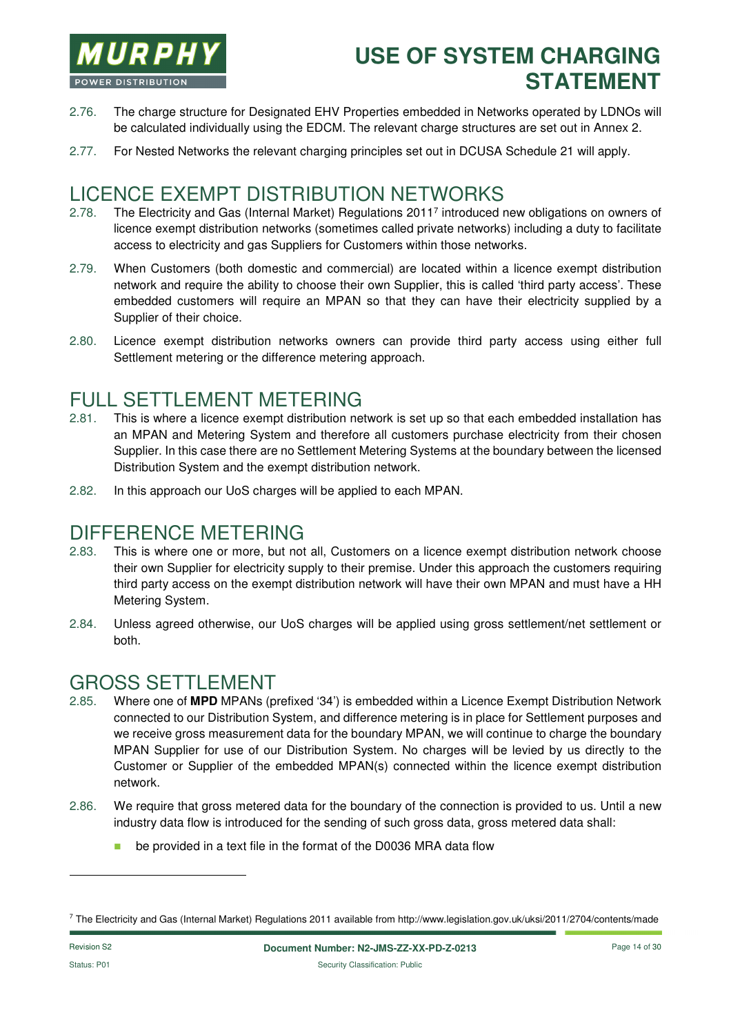2.76. The charge structure for Designated EHV Properties embedded in Networks operated by LDNOs will be calculated individually using the EDCM. The relevant charge structures are set out in Annex 2.

2.77. For Nested Networks the relevant charging principles set out in DCUSA Schedule 21 will apply.

## LICENCE EXEMPT DISTRIBUTION NETWORKS

2.78. The Electricity and Gas (Internal Market) Regulations 2011[7] introduced new obligations on owners of licence exempt distribution networks (sometimes called private networks) including a duty to facilitate access to electricity and gas Suppliers for Customers within those networks.

2.79. When Customers (both domestic and commercial) are located within a licence exempt distribution network and require the ability to choose their own Supplier, this is called 'third party access'. These embedded customers will require an MPAN so that they can have their electricity supplied by a Supplier of their choice.

2.80. Licence exempt distribution networks owners can provide third party access using either full Settlement metering or the difference metering approach.

## FULL SETTLEMENT METERING

2.81. This is where a licence exempt distribution network is set up so that each embedded installation has an MPAN and Metering System and therefore all customers purchase electricity from their chosen Supplier. In this case there are no Settlement Metering Systems at the boundary between the licensed Distribution System and the exempt distribution network.

2.82. In this approach our UoS charges will be applied to each MPAN.

## DIFFERENCE METERING

2.83. This is where one or more, but not all, Customers on a licence exempt distribution network choose their own Supplier for electricity supply to their premise. Under this approach the customers requiring third party access on the exempt distribution network will have their own MPAN and must have a HH Metering System.

2.84. Unless agreed otherwise, our UoS charges will be applied using gross settlement/net settlement or both.

## GROSS SETTLEMENT

2.85. Where one of **MPD** MPANs (prefixed '34') is embedded within a Licence Exempt Distribution Network connected to our Distribution System, and difference metering is in place for Settlement purposes and we receive gross measurement data for the boundary MPAN, we will continue to charge the boundary MPAN Supplier for use of our Distribution System. No charges will be levied by us directly to the Customer or Supplier of the embedded MPAN(s) connected within the licence exempt distribution network.

2.86. We require that gross metered data for the boundary of the connection is provided to us. Until a new industry data flow is introduced for the sending of such gross data, gross metered data shall:

- be provided in a text file in the format of the D0036 MRA data flow

---

[7] The Electricity and Gas (Internal Market) Regulations 2011 available from http://www.legislation.gov.uk/uksi/2011/2704/contents/made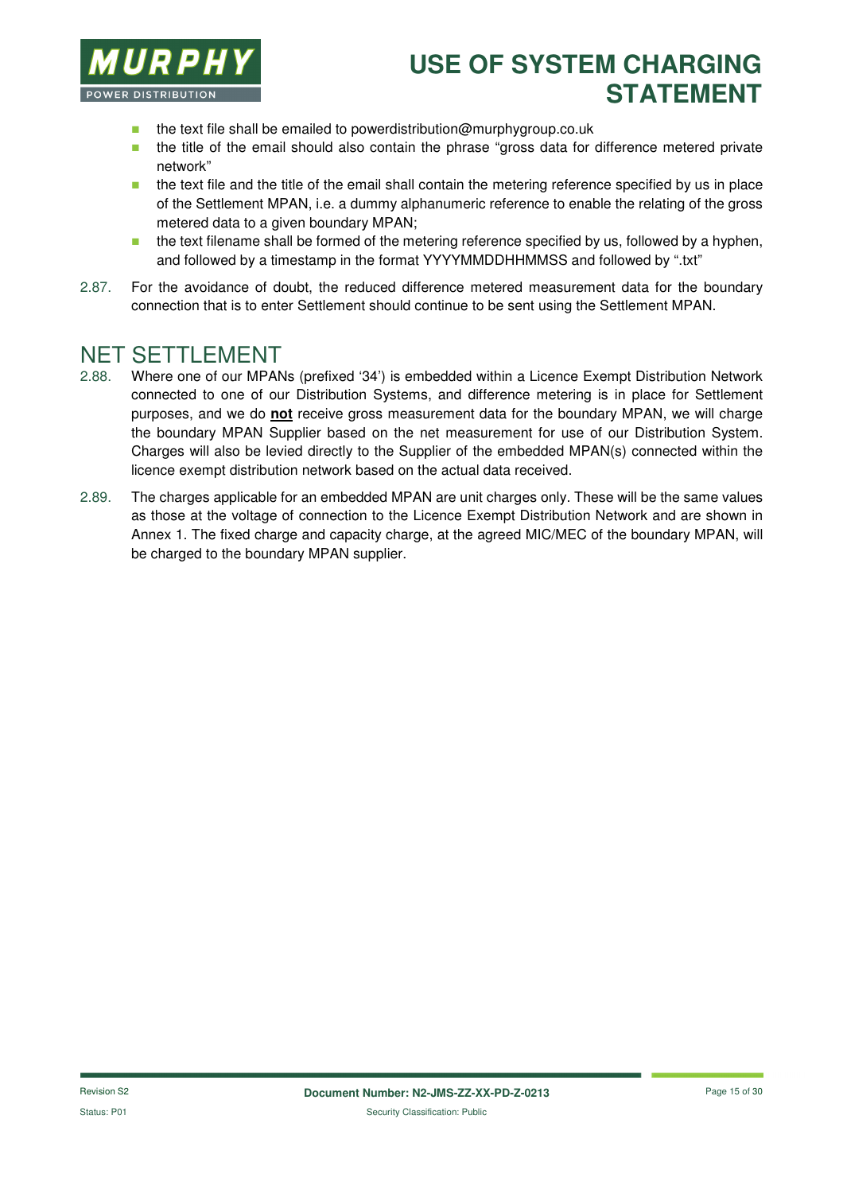- the text file shall be emailed to powerdistribution@murphygroup.co.uk
- the title of the email should also contain the phrase "gross data for difference metered private network"
- the text file and the title of the email shall contain the metering reference specified by us in place of the Settlement MPAN, i.e. a dummy alphanumeric reference to enable the relating of the gross metered data to a given boundary MPAN;
- the text filename shall be formed of the metering reference specified by us, followed by a hyphen, and followed by a timestamp in the format YYYYMMDDHHMMSS and followed by ".txt"

2.87. For the avoidance of doubt, the reduced difference metered measurement data for the boundary connection that is to enter Settlement should continue to be sent using the Settlement MPAN.

## NET SETTLEMENT

2.88. Where one of our MPANs (prefixed '34') is embedded within a Licence Exempt Distribution Network connected to one of our Distribution Systems, and difference metering is in place for Settlement purposes, and we do **not** receive gross measurement data for the boundary MPAN, we will charge the boundary MPAN Supplier based on the net measurement for use of our Distribution System. Charges will also be levied directly to the Supplier of the embedded MPAN(s) connected within the licence exempt distribution network based on the actual data received.

2.89. The charges applicable for an embedded MPAN are unit charges only. These will be the same values as those at the voltage of connection to the Licence Exempt Distribution Network and are shown in Annex 1. The fixed charge and capacity charge, at the agreed MIC/MEC of the boundary MPAN, will be charged to the boundary MPAN supplier.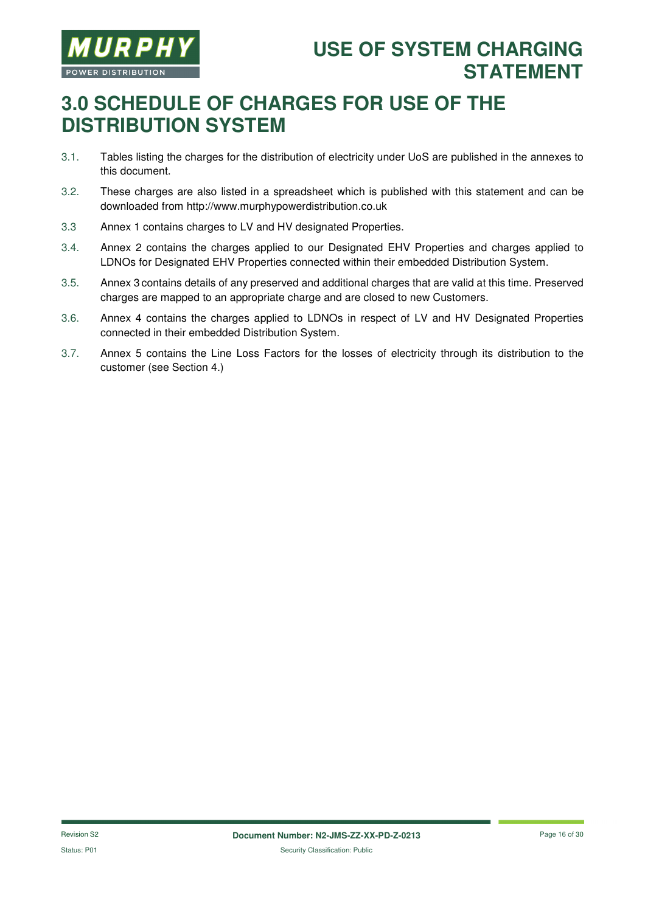# 3.0 SCHEDULE OF CHARGES FOR USE OF THE DISTRIBUTION SYSTEM

3.1. Tables listing the charges for the distribution of electricity under UoS are published in the annexes to this document.

3.2. These charges are also listed in a spreadsheet which is published with this statement and can be downloaded from http://www.murphypowerdistribution.co.uk

3.3 Annex 1 contains charges to LV and HV designated Properties.

3.4. Annex 2 contains the charges applied to our Designated EHV Properties and charges applied to LDNOs for Designated EHV Properties connected within their embedded Distribution System.

3.5. Annex 3 contains details of any preserved and additional charges that are valid at this time. Preserved charges are mapped to an appropriate charge and are closed to new Customers.

3.6. Annex 4 contains the charges applied to LDNOs in respect of LV and HV Designated Properties connected in their embedded Distribution System.

3.7. Annex 5 contains the Line Loss Factors for the losses of electricity through its distribution to the customer (see Section 4.)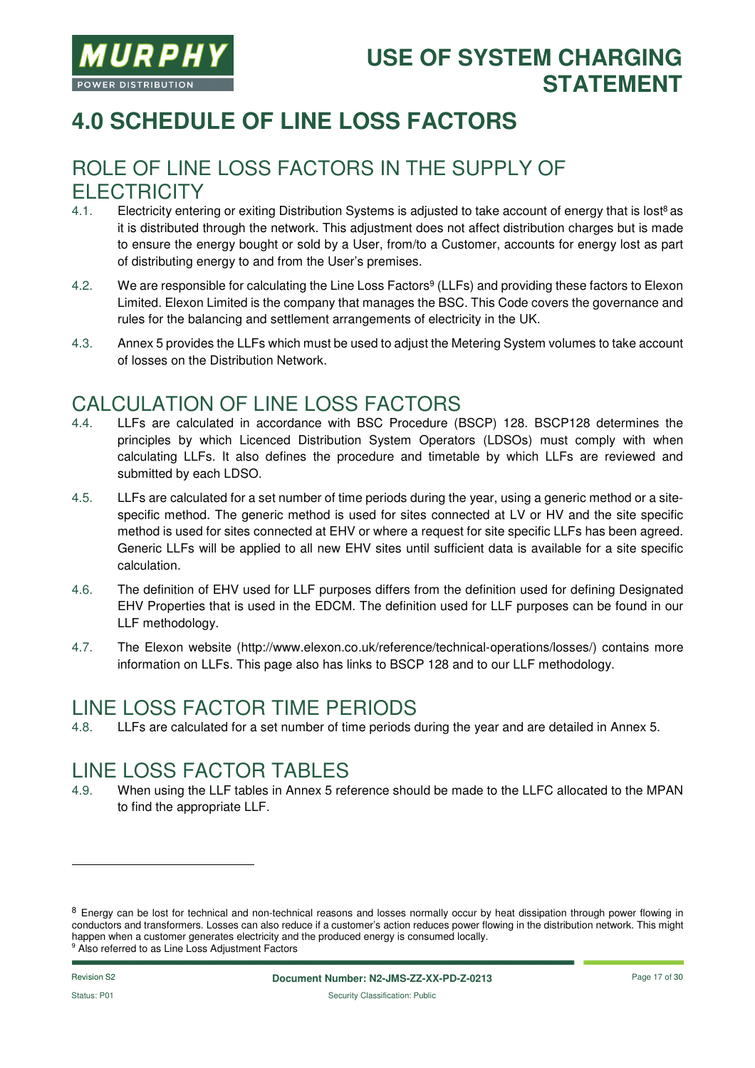# 4.0 SCHEDULE OF LINE LOSS FACTORS

## ROLE OF LINE LOSS FACTORS IN THE SUPPLY OF ELECTRICITY

4.1. Electricity entering or exiting Distribution Systems is adjusted to take account of energy that is lost[8] as it is distributed through the network. This adjustment does not affect distribution charges but is made to ensure the energy bought or sold by a User, from/to a Customer, accounts for energy lost as part of distributing energy to and from the User's premises.

4.2. We are responsible for calculating the Line Loss Factors[9] (LLFs) and providing these factors to Elexon Limited. Elexon Limited is the company that manages the BSC. This Code covers the governance and rules for the balancing and settlement arrangements of electricity in the UK.

4.3. Annex 5 provides the LLFs which must be used to adjust the Metering System volumes to take account of losses on the Distribution Network.

## CALCULATION OF LINE LOSS FACTORS

4.4. LLFs are calculated in accordance with BSC Procedure (BSCP) 128. BSCP128 determines the principles by which Licenced Distribution System Operators (LDSOs) must comply with when calculating LLFs. It also defines the procedure and timetable by which LLFs are reviewed and submitted by each LDSO.

4.5. LLFs are calculated for a set number of time periods during the year, using a generic method or a site-specific method. The generic method is used for sites connected at LV or HV and the site specific method is used for sites connected at EHV or where a request for site specific LLFs has been agreed. Generic LLFs will be applied to all new EHV sites until sufficient data is available for a site specific calculation.

4.6. The definition of EHV used for LLF purposes differs from the definition used for defining Designated EHV Properties that is used in the EDCM. The definition used for LLF purposes can be found in our LLF methodology.

4.7. The Elexon website (http://www.elexon.co.uk/reference/technical-operations/losses/) contains more information on LLFs. This page also has links to BSCP 128 and to our LLF methodology.

## LINE LOSS FACTOR TIME PERIODS

4.8. LLFs are calculated for a set number of time periods during the year and are detailed in Annex 5.

## LINE LOSS FACTOR TABLES

4.9. When using the LLF tables in Annex 5 reference should be made to the LLFC allocated to the MPAN to find the appropriate LLF.

---

[8] Energy can be lost for technical and non-technical reasons and losses normally occur by heat dissipation through power flowing in conductors and transformers. Losses can also reduce if a customer's action reduces power flowing in the distribution network. This might happen when a customer generates electricity and the produced energy is consumed locally.

[9] Also referred to as Line Loss Adjustment Factors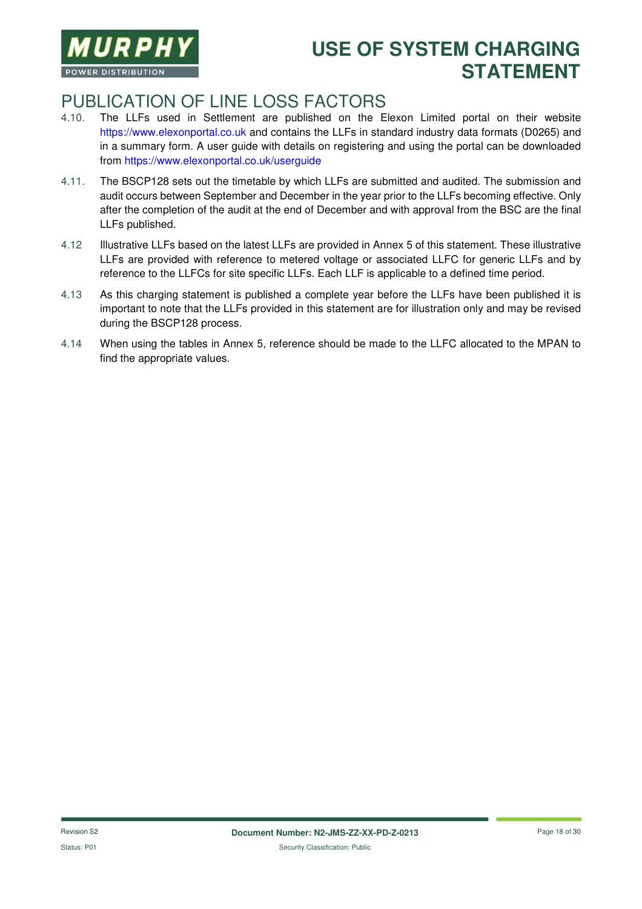## PUBLICATION OF LINE LOSS FACTORS

4.10. The LLFs used in Settlement are published on the Elexon Limited portal on their website https://www.elexonportal.co.uk and contains the LLFs in standard industry data formats (D0265) and in a summary form. A user guide with details on registering and using the portal can be downloaded from https://www.elexonportal.co.uk/userguide

4.11. The BSCP128 sets out the timetable by which LLFs are submitted and audited. The submission and audit occurs between September and December in the year prior to the LLFs becoming effective. Only after the completion of the audit at the end of December and with approval from the BSC are the final LLFs published.

4.12 Illustrative LLFs based on the latest LLFs are provided in Annex 5 of this statement. These illustrative LLFs are provided with reference to metered voltage or associated LLFC for generic LLFs and by reference to the LLFCs for site specific LLFs. Each LLF is applicable to a defined time period.

4.13 As this charging statement is published a complete year before the LLFs have been published it is important to note that the LLFs provided in this statement are for illustration only and may be revised during the BSCP128 process.

4.14 When using the tables in Annex 5, reference should be made to the LLFC allocated to the MPAN to find the appropriate values.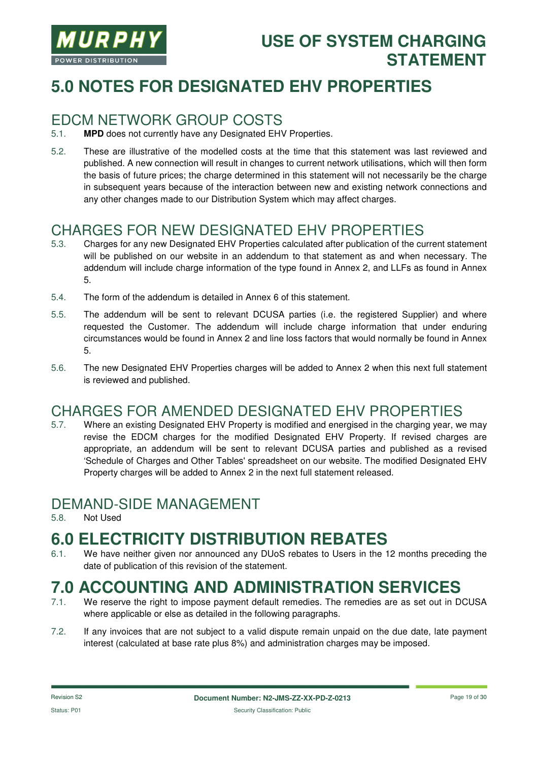# 5.0 NOTES FOR DESIGNATED EHV PROPERTIES

## EDCM NETWORK GROUP COSTS

5.1. **MPD** does not currently have any Designated EHV Properties.

5.2. These are illustrative of the modelled costs at the time that this statement was last reviewed and published. A new connection will result in changes to current network utilisations, which will then form the basis of future prices; the charge determined in this statement will not necessarily be the charge in subsequent years because of the interaction between new and existing network connections and any other changes made to our Distribution System which may affect charges.

## CHARGES FOR NEW DESIGNATED EHV PROPERTIES

5.3. Charges for any new Designated EHV Properties calculated after publication of the current statement will be published on our website in an addendum to that statement as and when necessary. The addendum will include charge information of the type found in Annex 2, and LLFs as found in Annex 5.

5.4. The form of the addendum is detailed in Annex 6 of this statement.

5.5. The addendum will be sent to relevant DCUSA parties (i.e. the registered Supplier) and where requested the Customer. The addendum will include charge information that under enduring circumstances would be found in Annex 2 and line loss factors that would normally be found in Annex 5.

5.6. The new Designated EHV Properties charges will be added to Annex 2 when this next full statement is reviewed and published.

## CHARGES FOR AMENDED DESIGNATED EHV PROPERTIES

5.7. Where an existing Designated EHV Property is modified and energised in the charging year, we may revise the EDCM charges for the modified Designated EHV Property. If revised charges are appropriate, an addendum will be sent to relevant DCUSA parties and published as a revised 'Schedule of Charges and Other Tables' spreadsheet on our website. The modified Designated EHV Property charges will be added to Annex 2 in the next full statement released.

## DEMAND-SIDE MANAGEMENT

5.8. Not Used

# 6.0 ELECTRICITY DISTRIBUTION REBATES

6.1. We have neither given nor announced any DUoS rebates to Users in the 12 months preceding the date of publication of this revision of the statement.

# 7.0 ACCOUNTING AND ADMINISTRATION SERVICES

7.1. We reserve the right to impose payment default remedies. The remedies are as set out in DCUSA where applicable or else as detailed in the following paragraphs.

7.2. If any invoices that are not subject to a valid dispute remain unpaid on the due date, late payment interest (calculated at base rate plus 8%) and administration charges may be imposed.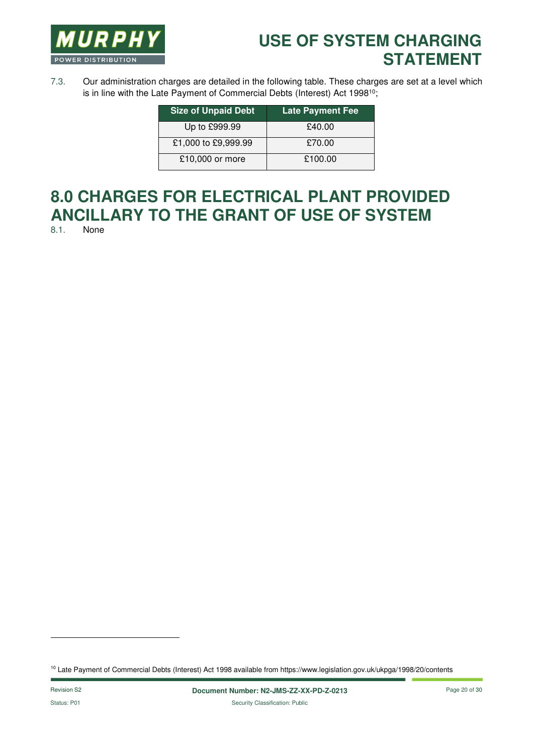7.3. Our administration charges are detailed in the following table. These charges are set at a level which is in line with the Late Payment of Commercial Debts (Interest) Act 1998[10];

| Size of Unpaid Debt | Late Payment Fee |
|---|---|
| Up to £999.99 | £40.00 |
| £1,000 to £9,999.99 | £70.00 |
| £10,000 or more | £100.00 |

# 8.0 CHARGES FOR ELECTRICAL PLANT PROVIDED ANCILLARY TO THE GRANT OF USE OF SYSTEM

8.1. None

[10] Late Payment of Commercial Debts (Interest) Act 1998 available from https://www.legislation.gov.uk/ukpga/1998/20/contents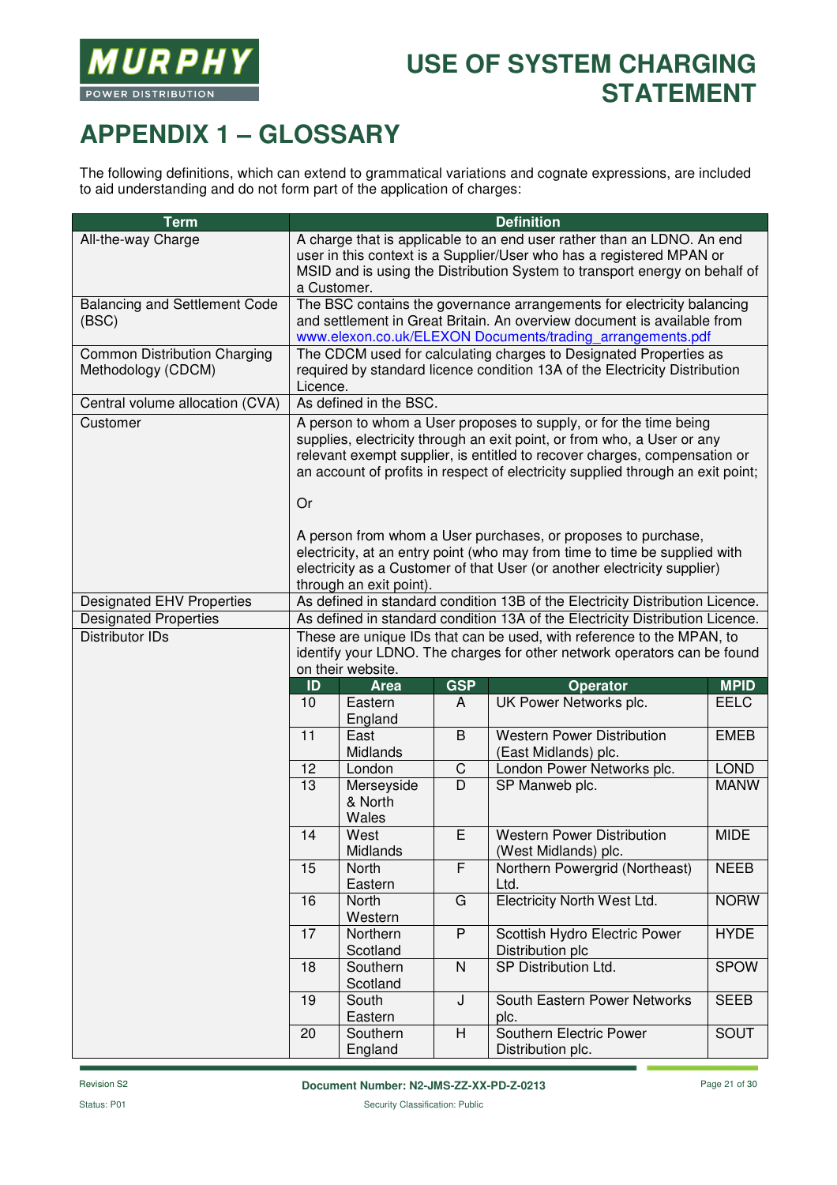# APPENDIX 1 – GLOSSARY

The following definitions, which can extend to grammatical variations and cognate expressions, are included to aid understanding and do not form part of the application of charges:

| Term | Definition |
|---|---|
| All-the-way Charge | A charge that is applicable to an end user rather than an LDNO. An end user in this context is a Supplier/User who has a registered MPAN or MSID and is using the Distribution System to transport energy on behalf of a Customer. |
| Balancing and Settlement Code (BSC) | The BSC contains the governance arrangements for electricity balancing and settlement in Great Britain. An overview document is available from www.elexon.co.uk/ELEXON Documents/trading_arrangements.pdf |
| Common Distribution Charging Methodology (CDCM) | The CDCM used for calculating charges to Designated Properties as required by standard licence condition 13A of the Electricity Distribution Licence. |
| Central volume allocation (CVA) | As defined in the BSC. |
| Customer | A person to whom a User proposes to supply, or for the time being supplies, electricity through an exit point, or from who, a User or any relevant exempt supplier, is entitled to recover charges, compensation or an account of profits in respect of electricity supplied through an exit point; <br><br> Or <br><br> A person from whom a User purchases, or proposes to purchase, electricity, at an entry point (who may from time to time be supplied with electricity as a Customer of that User (or another electricity supplier) through an exit point). |
| Designated EHV Properties | As defined in standard condition 13B of the Electricity Distribution Licence. |
| Designated Properties | As defined in standard condition 13A of the Electricity Distribution Licence. |
| Distributor IDs | These are unique IDs that can be used, with reference to the MPAN, to identify your LDNO. The charges for other network operators can be found on their website. |

| ID | Area | GSP | Operator | MPID |
|---|---|---|---|---|
| 10 | Eastern England | A | UK Power Networks plc. | EELC |
| 11 | East Midlands | B | Western Power Distribution (East Midlands) plc. | EMEB |
| 12 | London | C | London Power Networks plc. | LOND |
| 13 | Merseyside & North Wales | D | SP Manweb plc. | MANW |
| 14 | West Midlands | E | Western Power Distribution (West Midlands) plc. | MIDE |
| 15 | North Eastern | F | Northern Powergrid (Northeast) Ltd. | NEEB |
| 16 | North Western | G | Electricity North West Ltd. | NORW |
| 17 | Northern Scotland | P | Scottish Hydro Electric Power Distribution plc | HYDE |
| 18 | Southern Scotland | N | SP Distribution Ltd. | SPOW |
| 19 | South Eastern | J | South Eastern Power Networks plc. | SEEB |
| 20 | Southern England | H | Southern Electric Power Distribution plc. | SOUT |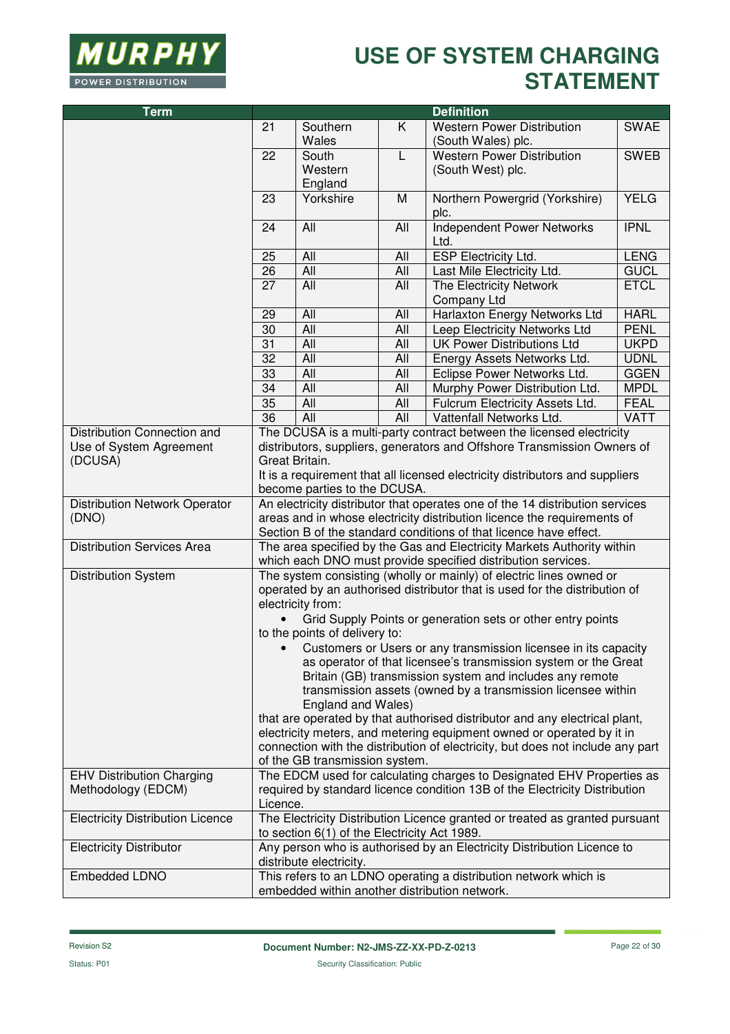| Term | Definition | | | | |
|---|---|---|---|---|---|
| | 21 | Southern Wales | K | Western Power Distribution (South Wales) plc. | SWAE |
| | 22 | South Western England | L | Western Power Distribution (South West) plc. | SWEB |
| | 23 | Yorkshire | M | Northern Powergrid (Yorkshire) plc. | YELG |
| | 24 | All | All | Independent Power Networks Ltd. | IPNL |
| | 25 | All | All | ESP Electricity Ltd. | LENG |
| | 26 | All | All | Last Mile Electricity Ltd. | GUCL |
| | 27 | All | All | The Electricity Network Company Ltd | ETCL |
| | 29 | All | All | Harlaxton Energy Networks Ltd | HARL |
| | 30 | All | All | Leep Electricity Networks Ltd | PENL |
| | 31 | All | All | UK Power Distributions Ltd | UKPD |
| | 32 | All | All | Energy Assets Networks Ltd. | UDNL |
| | 33 | All | All | Eclipse Power Networks Ltd. | GGEN |
| | 34 | All | All | Murphy Power Distribution Ltd. | MPDL |
| | 35 | All | All | Fulcrum Electricity Assets Ltd. | FEAL |
| | 36 | All | All | Vattenfall Networks Ltd. | VATT |
| Distribution Connection and Use of System Agreement (DCUSA) | The DCUSA is a multi-party contract between the licensed electricity distributors, suppliers, generators and Offshore Transmission Owners of Great Britain.<br>It is a requirement that all licensed electricity distributors and suppliers become parties to the DCUSA. | | | | |
| Distribution Network Operator (DNO) | An electricity distributor that operates one of the 14 distribution services areas and in whose electricity distribution licence the requirements of Section B of the standard conditions of that licence have effect. | | | | |
| Distribution Services Area | The area specified by the Gas and Electricity Markets Authority within which each DNO must provide specified distribution services. | | | | |
| Distribution System | The system consisting (wholly or mainly) of electric lines owned or operated by an authorised distributor that is used for the distribution of electricity from:<br>• Grid Supply Points or generation sets or other entry points<br>to the points of delivery to:<br>• Customers or Users or any transmission licensee in its capacity as operator of that licensee's transmission system or the Great Britain (GB) transmission system and includes any remote transmission assets (owned by a transmission licensee within England and Wales)<br>that are operated by that authorised distributor and any electrical plant, electricity meters, and metering equipment owned or operated by it in connection with the distribution of electricity, but does not include any part of the GB transmission system. | | | | |
| EHV Distribution Charging Methodology (EDCM) | The EDCM used for calculating charges to Designated EHV Properties as required by standard licence condition 13B of the Electricity Distribution Licence. | | | | |
| Electricity Distribution Licence | The Electricity Distribution Licence granted or treated as granted pursuant to section 6(1) of the Electricity Act 1989. | | | | |
| Electricity Distributor | Any person who is authorised by an Electricity Distribution Licence to distribute electricity. | | | | |
| Embedded LDNO | This refers to an LDNO operating a distribution network which is embedded within another distribution network. | | | | |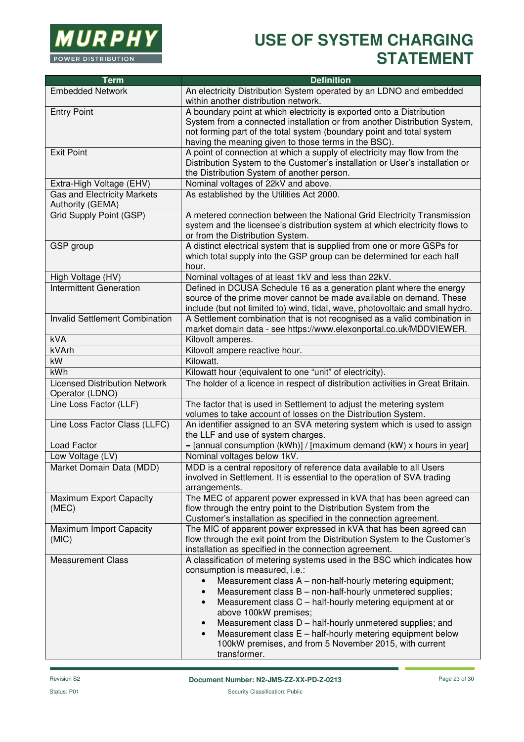| Term | Definition |
|---|---|
| Embedded Network | An electricity Distribution System operated by an LDNO and embedded within another distribution network. |
| Entry Point | A boundary point at which electricity is exported onto a Distribution System from a connected installation or from another Distribution System, not forming part of the total system (boundary point and total system having the meaning given to those terms in the BSC). |
| Exit Point | A point of connection at which a supply of electricity may flow from the Distribution System to the Customer's installation or User's installation or the Distribution System of another person. |
| Extra-High Voltage (EHV) | Nominal voltages of 22kV and above. |
| Gas and Electricity Markets Authority (GEMA) | As established by the Utilities Act 2000. |
| Grid Supply Point (GSP) | A metered connection between the National Grid Electricity Transmission system and the licensee's distribution system at which electricity flows to or from the Distribution System. |
| GSP group | A distinct electrical system that is supplied from one or more GSPs for which total supply into the GSP group can be determined for each half hour. |
| High Voltage (HV) | Nominal voltages of at least 1kV and less than 22kV. |
| Intermittent Generation | Defined in DCUSA Schedule 16 as a generation plant where the energy source of the prime mover cannot be made available on demand. These include (but not limited to) wind, tidal, wave, photovoltaic and small hydro. |
| Invalid Settlement Combination | A Settlement combination that is not recognised as a valid combination in market domain data - see https://www.elexonportal.co.uk/MDDVIEWER. |
| kVA | Kilovolt amperes. |
| kVArh | Kilovolt ampere reactive hour. |
| kW | Kilowatt. |
| kWh | Kilowatt hour (equivalent to one "unit" of electricity). |
| Licensed Distribution Network Operator (LDNO) | The holder of a licence in respect of distribution activities in Great Britain. |
| Line Loss Factor (LLF) | The factor that is used in Settlement to adjust the metering system volumes to take account of losses on the Distribution System. |
| Line Loss Factor Class (LLFC) | An identifier assigned to an SVA metering system which is used to assign the LLF and use of system charges. |
| Load Factor | = [annual consumption (kWh)] / [maximum demand (kW) x hours in year] |
| Low Voltage (LV) | Nominal voltages below 1kV. |
| Market Domain Data (MDD) | MDD is a central repository of reference data available to all Users involved in Settlement. It is essential to the operation of SVA trading arrangements. |
| Maximum Export Capacity (MEC) | The MEC of apparent power expressed in kVA that has been agreed can flow through the entry point to the Distribution System from the Customer's installation as specified in the connection agreement. |
| Maximum Import Capacity (MIC) | The MIC of apparent power expressed in kVA that has been agreed can flow through the exit point from the Distribution System to the Customer's installation as specified in the connection agreement. |
| Measurement Class | A classification of metering systems used in the BSC which indicates how consumption is measured, i.e.: <br>• Measurement class A – non-half-hourly metering equipment; <br>• Measurement class B – non-half-hourly unmetered supplies; <br>• Measurement class C – half-hourly metering equipment at or above 100kW premises; <br>• Measurement class D – half-hourly unmetered supplies; and <br>• Measurement class E – half-hourly metering equipment below 100kW premises, and from 5 November 2015, with current transformer. |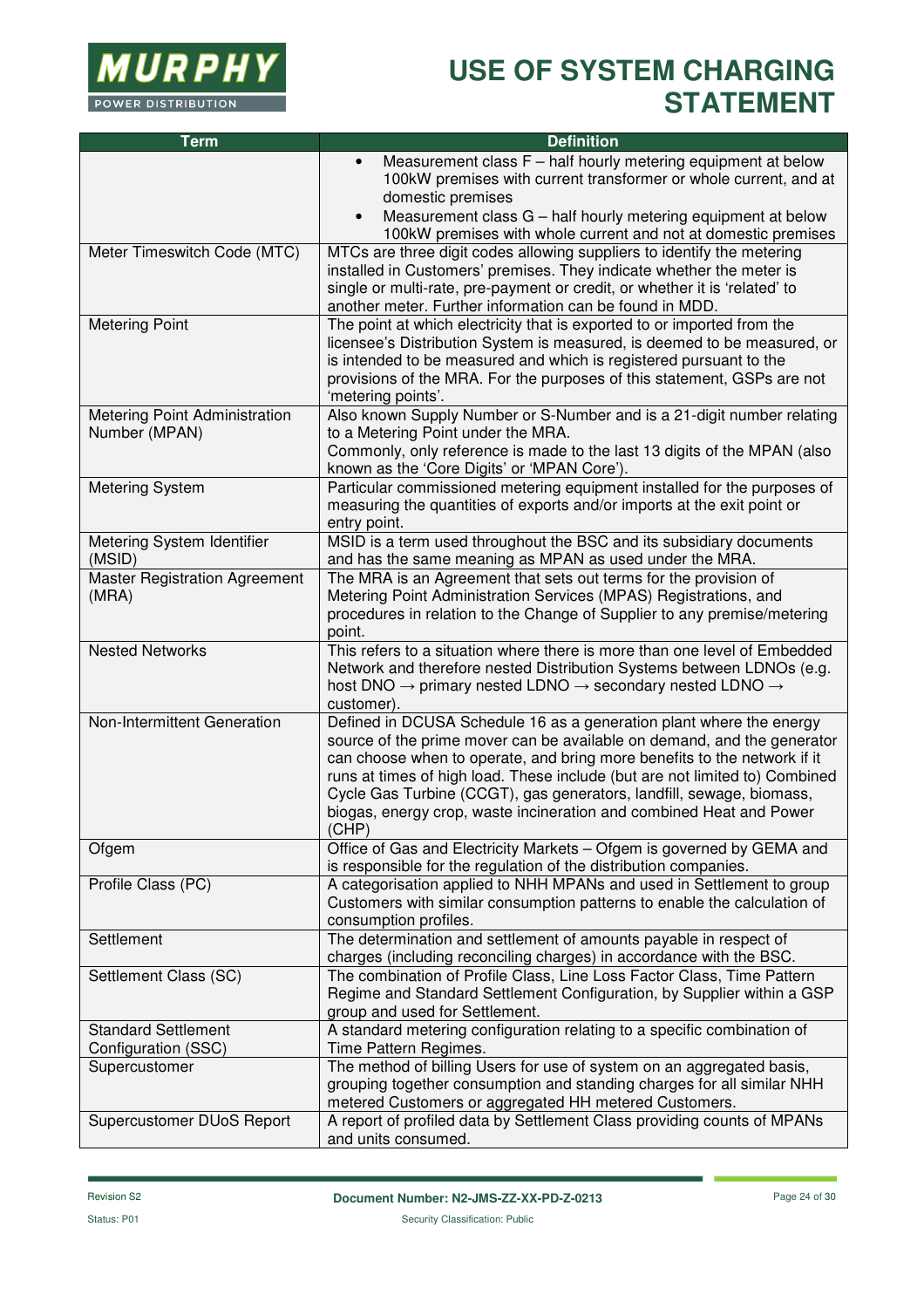| Term | Definition |
|---|---|
| | • Measurement class F – half hourly metering equipment at below 100kW premises with current transformer or whole current, and at domestic premises<br>• Measurement class G – half hourly metering equipment at below 100kW premises with whole current and not at domestic premises |
| Meter Timeswitch Code (MTC) | MTCs are three digit codes allowing suppliers to identify the metering installed in Customers' premises. They indicate whether the meter is single or multi-rate, pre-payment or credit, or whether it is 'related' to another meter. Further information can be found in MDD. |
| Metering Point | The point at which electricity that is exported to or imported from the licensee's Distribution System is measured, is deemed to be measured, or is intended to be measured and which is registered pursuant to the provisions of the MRA. For the purposes of this statement, GSPs are not 'metering points'. |
| Metering Point Administration Number (MPAN) | Also known Supply Number or S-Number and is a 21-digit number relating to a Metering Point under the MRA.<br>Commonly, only reference is made to the last 13 digits of the MPAN (also known as the 'Core Digits' or 'MPAN Core'). |
| Metering System | Particular commissioned metering equipment installed for the purposes of measuring the quantities of exports and/or imports at the exit point or entry point. |
| Metering System Identifier (MSID) | MSID is a term used throughout the BSC and its subsidiary documents and has the same meaning as MPAN as used under the MRA. |
| Master Registration Agreement (MRA) | The MRA is an Agreement that sets out terms for the provision of Metering Point Administration Services (MPAS) Registrations, and procedures in relation to the Change of Supplier to any premise/metering point. |
| Nested Networks | This refers to a situation where there is more than one level of Embedded Network and therefore nested Distribution Systems between LDNOs (e.g. host DNO → primary nested LDNO → secondary nested LDNO → customer). |
| Non-Intermittent Generation | Defined in DCUSA Schedule 16 as a generation plant where the energy source of the prime mover can be available on demand, and the generator can choose when to operate, and bring more benefits to the network if it runs at times of high load. These include (but are not limited to) Combined Cycle Gas Turbine (CCGT), gas generators, landfill, sewage, biomass, biogas, energy crop, waste incineration and combined Heat and Power (CHP) |
| Ofgem | Office of Gas and Electricity Markets – Ofgem is governed by GEMA and is responsible for the regulation of the distribution companies. |
| Profile Class (PC) | A categorisation applied to NHH MPANs and used in Settlement to group Customers with similar consumption patterns to enable the calculation of consumption profiles. |
| Settlement | The determination and settlement of amounts payable in respect of charges (including reconciling charges) in accordance with the BSC. |
| Settlement Class (SC) | The combination of Profile Class, Line Loss Factor Class, Time Pattern Regime and Standard Settlement Configuration, by Supplier within a GSP group and used for Settlement. |
| Standard Settlement Configuration (SSC) | A standard metering configuration relating to a specific combination of Time Pattern Regimes. |
| Supercustomer | The method of billing Users for use of system on an aggregated basis, grouping together consumption and standing charges for all similar NHH metered Customers or aggregated HH metered Customers. |
| Supercustomer DUoS Report | A report of profiled data by Settlement Class providing counts of MPANs and units consumed. |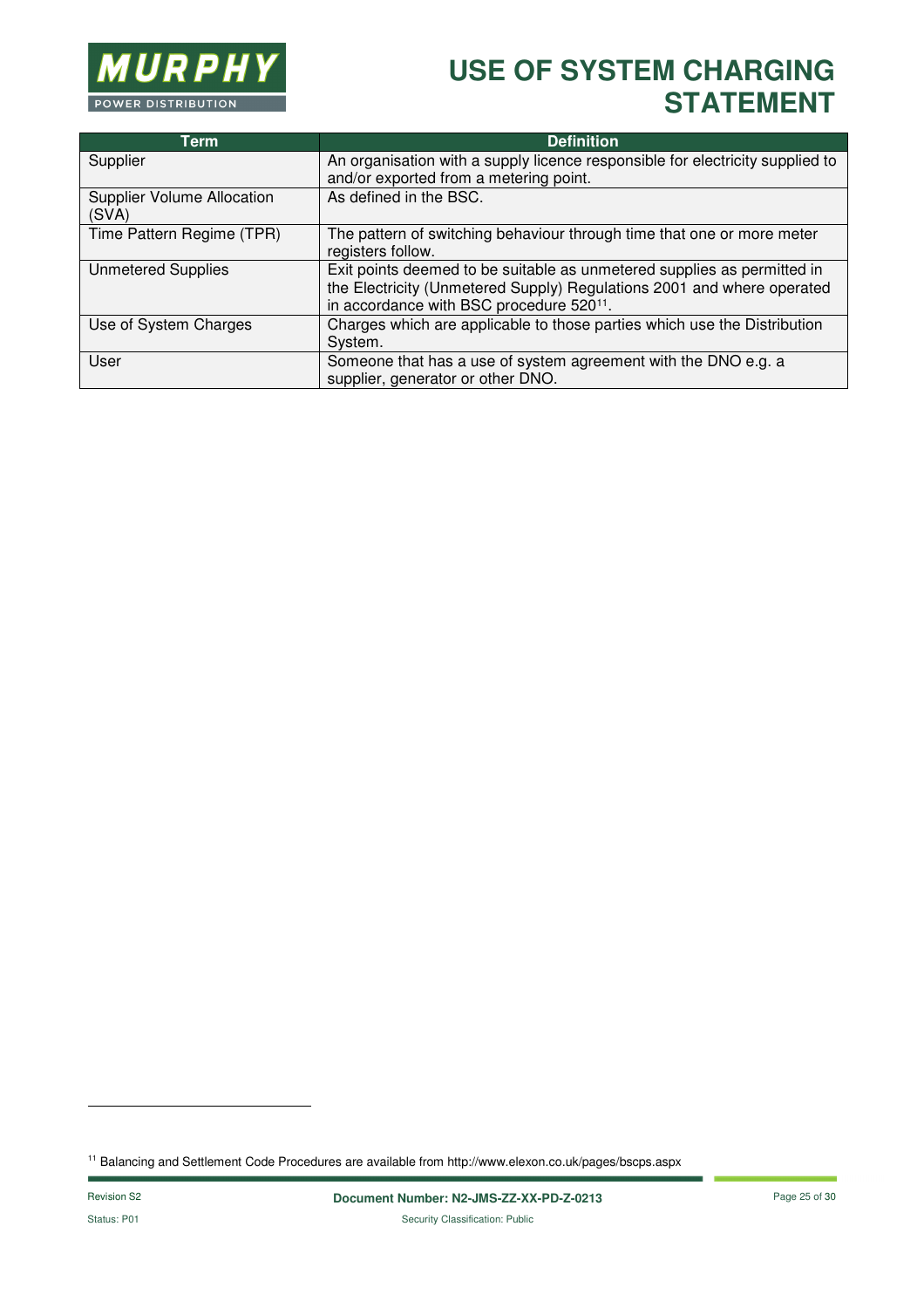| Term | Definition |
| --- | --- |
| Supplier | An organisation with a supply licence responsible for electricity supplied to and/or exported from a metering point. |
| Supplier Volume Allocation (SVA) | As defined in the BSC. |
| Time Pattern Regime (TPR) | The pattern of switching behaviour through time that one or more meter registers follow. |
| Unmetered Supplies | Exit points deemed to be suitable as unmetered supplies as permitted in the Electricity (Unmetered Supply) Regulations 2001 and where operated in accordance with BSC procedure 520[11]. |
| Use of System Charges | Charges which are applicable to those parties which use the Distribution System. |
| User | Someone that has a use of system agreement with the DNO e.g. a supplier, generator or other DNO. |

[11] Balancing and Settlement Code Procedures are available from http://www.elexon.co.uk/pages/bscps.aspx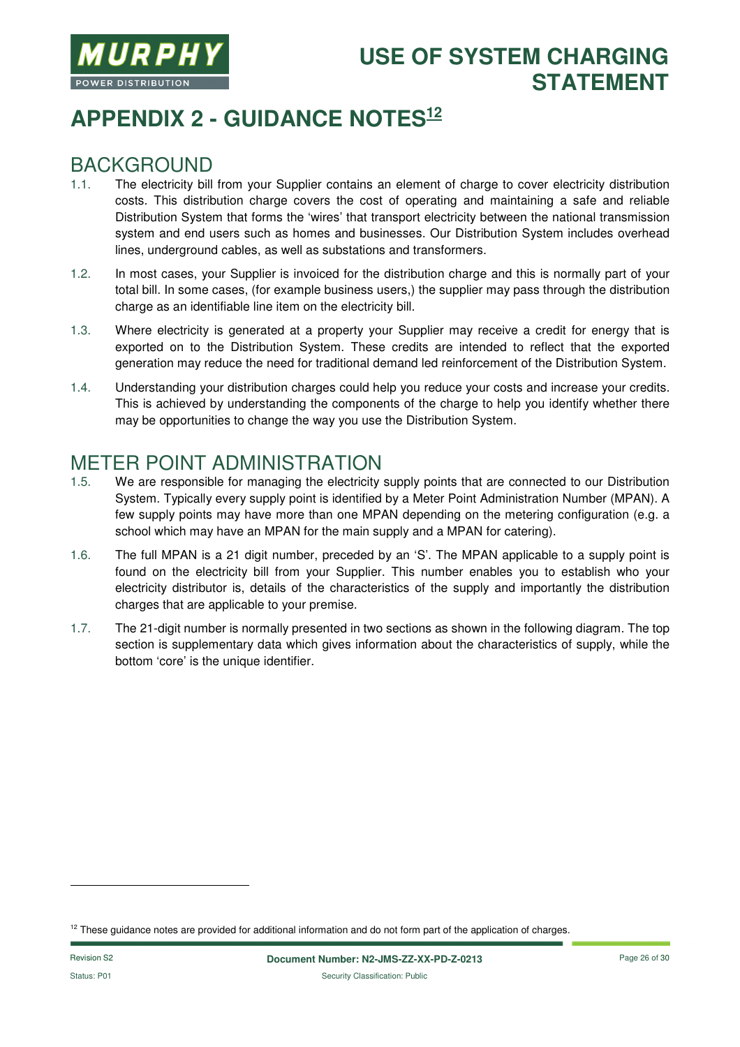# APPENDIX 2 - GUIDANCE NOTES[12]

## BACKGROUND

1.1. The electricity bill from your Supplier contains an element of charge to cover electricity distribution costs. This distribution charge covers the cost of operating and maintaining a safe and reliable Distribution System that forms the 'wires' that transport electricity between the national transmission system and end users such as homes and businesses. Our Distribution System includes overhead lines, underground cables, as well as substations and transformers.

1.2. In most cases, your Supplier is invoiced for the distribution charge and this is normally part of your total bill. In some cases, (for example business users,) the supplier may pass through the distribution charge as an identifiable line item on the electricity bill.

1.3. Where electricity is generated at a property your Supplier may receive a credit for energy that is exported on to the Distribution System. These credits are intended to reflect that the exported generation may reduce the need for traditional demand led reinforcement of the Distribution System.

1.4. Understanding your distribution charges could help you reduce your costs and increase your credits. This is achieved by understanding the components of the charge to help you identify whether there may be opportunities to change the way you use the Distribution System.

## METER POINT ADMINISTRATION

1.5. We are responsible for managing the electricity supply points that are connected to our Distribution System. Typically every supply point is identified by a Meter Point Administration Number (MPAN). A few supply points may have more than one MPAN depending on the metering configuration (e.g. a school which may have an MPAN for the main supply and a MPAN for catering).

1.6. The full MPAN is a 21 digit number, preceded by an 'S'. The MPAN applicable to a supply point is found on the electricity bill from your Supplier. This number enables you to establish who your electricity distributor is, details of the characteristics of the supply and importantly the distribution charges that are applicable to your premise.

1.7. The 21-digit number is normally presented in two sections as shown in the following diagram. The top section is supplementary data which gives information about the characteristics of supply, while the bottom 'core' is the unique identifier.

[12] These guidance notes are provided for additional information and do not form part of the application of charges.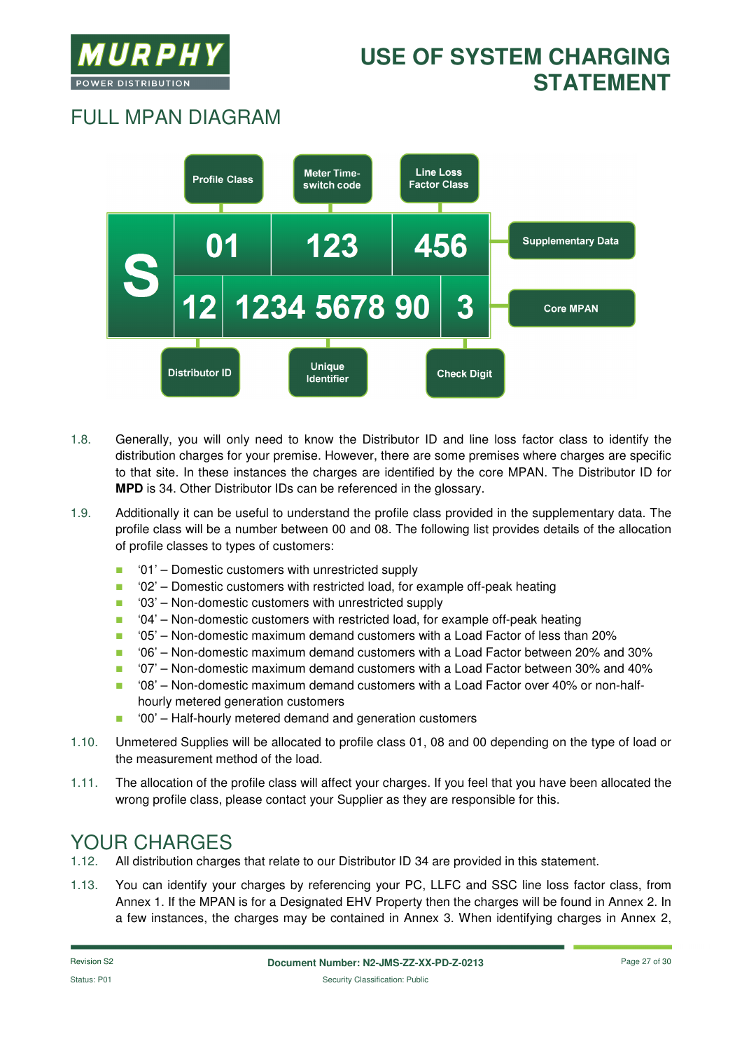## FULL MPAN DIAGRAM

| | Profile Class | Meter Time-switch code | Line Loss Factor Class | |
|---|---|---|---|---|
| S | 01 | 123 | 456 | Supplementary Data |
| | 12 | 1234 5678 90 | 3 | Core MPAN |
| | Distributor ID | Unique Identifier | Check Digit | |

1.8. Generally, you will only need to know the Distributor ID and line loss factor class to identify the distribution charges for your premise. However, there are some premises where charges are specific to that site. In these instances the charges are identified by the core MPAN. The Distributor ID for **MPD** is 34. Other Distributor IDs can be referenced in the glossary.

1.9. Additionally it can be useful to understand the profile class provided in the supplementary data. The profile class will be a number between 00 and 08. The following list provides details of the allocation of profile classes to types of customers:

- '01' – Domestic customers with unrestricted supply
- '02' – Domestic customers with restricted load, for example off-peak heating
- '03' – Non-domestic customers with unrestricted supply
- '04' – Non-domestic customers with restricted load, for example off-peak heating
- '05' – Non-domestic maximum demand customers with a Load Factor of less than 20%
- '06' – Non-domestic maximum demand customers with a Load Factor between 20% and 30%
- '07' – Non-domestic maximum demand customers with a Load Factor between 30% and 40%
- '08' – Non-domestic maximum demand customers with a Load Factor over 40% or non-half-hourly metered generation customers
- '00' – Half-hourly metered demand and generation customers

1.10. Unmetered Supplies will be allocated to profile class 01, 08 and 00 depending on the type of load or the measurement method of the load.

1.11. The allocation of the profile class will affect your charges. If you feel that you have been allocated the wrong profile class, please contact your Supplier as they are responsible for this.

## YOUR CHARGES

1.12. All distribution charges that relate to our Distributor ID 34 are provided in this statement.

1.13. You can identify your charges by referencing your PC, LLFC and SSC line loss factor class, from Annex 1. If the MPAN is for a Designated EHV Property then the charges will be found in Annex 2. In a few instances, the charges may be contained in Annex 3. When identifying charges in Annex 2,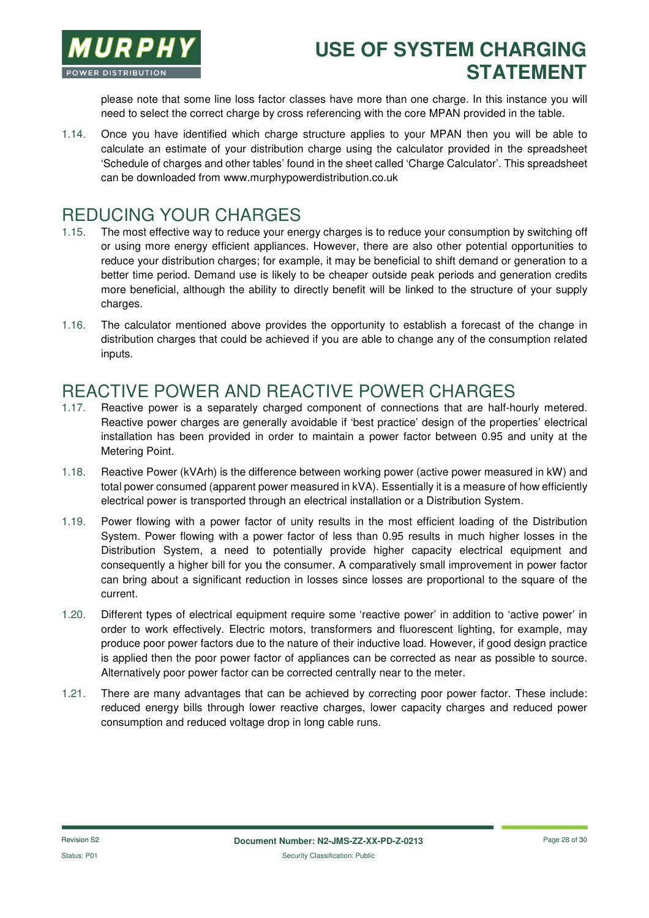please note that some line loss factor classes have more than one charge. In this instance you will need to select the correct charge by cross referencing with the core MPAN provided in the table.

1.14. Once you have identified which charge structure applies to your MPAN then you will be able to calculate an estimate of your distribution charge using the calculator provided in the spreadsheet 'Schedule of charges and other tables' found in the sheet called 'Charge Calculator'. This spreadsheet can be downloaded from www.murphypowerdistribution.co.uk

## REDUCING YOUR CHARGES

1.15. The most effective way to reduce your energy charges is to reduce your consumption by switching off or using more energy efficient appliances. However, there are also other potential opportunities to reduce your distribution charges; for example, it may be beneficial to shift demand or generation to a better time period. Demand use is likely to be cheaper outside peak periods and generation credits more beneficial, although the ability to directly benefit will be linked to the structure of your supply charges.

1.16. The calculator mentioned above provides the opportunity to establish a forecast of the change in distribution charges that could be achieved if you are able to change any of the consumption related inputs.

## REACTIVE POWER AND REACTIVE POWER CHARGES

1.17. Reactive power is a separately charged component of connections that are half-hourly metered. Reactive power charges are generally avoidable if 'best practice' design of the properties' electrical installation has been provided in order to maintain a power factor between 0.95 and unity at the Metering Point.

1.18. Reactive Power (kVArh) is the difference between working power (active power measured in kW) and total power consumed (apparent power measured in kVA). Essentially it is a measure of how efficiently electrical power is transported through an electrical installation or a Distribution System.

1.19. Power flowing with a power factor of unity results in the most efficient loading of the Distribution System. Power flowing with a power factor of less than 0.95 results in much higher losses in the Distribution System, a need to potentially provide higher capacity electrical equipment and consequently a higher bill for you the consumer. A comparatively small improvement in power factor can bring about a significant reduction in losses since losses are proportional to the square of the current.

1.20. Different types of electrical equipment require some 'reactive power' in addition to 'active power' in order to work effectively. Electric motors, transformers and fluorescent lighting, for example, may produce poor power factors due to the nature of their inductive load. However, if good design practice is applied then the poor power factor of appliances can be corrected as near as possible to source. Alternatively poor power factor can be corrected centrally near to the meter.

1.21. There are many advantages that can be achieved by correcting poor power factor. These include: reduced energy bills through lower reactive charges, lower capacity charges and reduced power consumption and reduced voltage drop in long cable runs.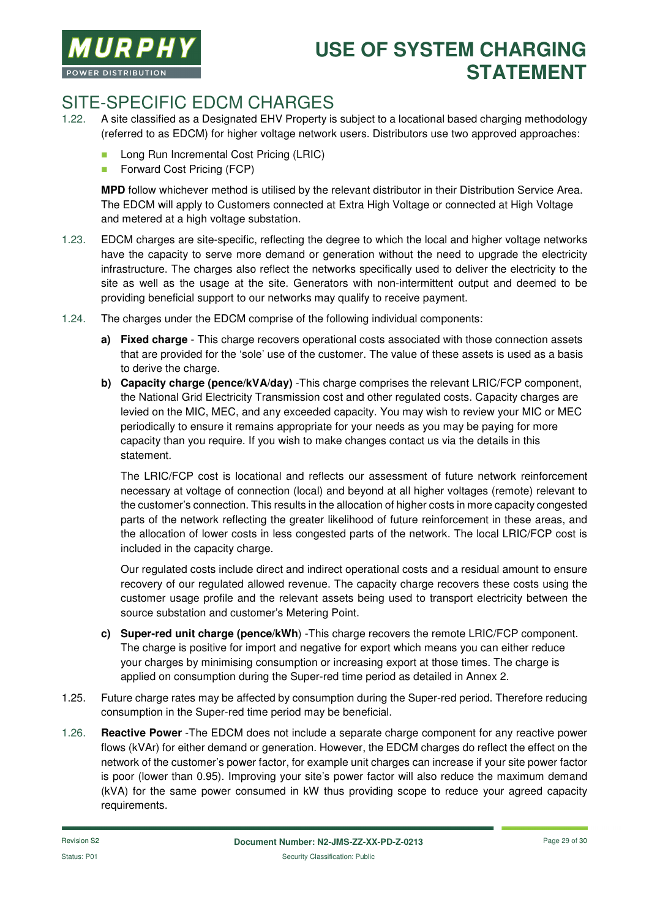## SITE-SPECIFIC EDCM CHARGES

1.22. A site classified as a Designated EHV Property is subject to a locational based charging methodology (referred to as EDCM) for higher voltage network users. Distributors use two approved approaches:

- Long Run Incremental Cost Pricing (LRIC)
- Forward Cost Pricing (FCP)

**MPD** follow whichever method is utilised by the relevant distributor in their Distribution Service Area. The EDCM will apply to Customers connected at Extra High Voltage or connected at High Voltage and metered at a high voltage substation.

1.23. EDCM charges are site-specific, reflecting the degree to which the local and higher voltage networks have the capacity to serve more demand or generation without the need to upgrade the electricity infrastructure. The charges also reflect the networks specifically used to deliver the electricity to the site as well as the usage at the site. Generators with non-intermittent output and deemed to be providing beneficial support to our networks may qualify to receive payment.

1.24. The charges under the EDCM comprise of the following individual components:

**a) Fixed charge** - This charge recovers operational costs associated with those connection assets that are provided for the 'sole' use of the customer. The value of these assets is used as a basis to derive the charge.

**b) Capacity charge (pence/kVA/day)** -This charge comprises the relevant LRIC/FCP component, the National Grid Electricity Transmission cost and other regulated costs. Capacity charges are levied on the MIC, MEC, and any exceeded capacity. You may wish to review your MIC or MEC periodically to ensure it remains appropriate for your needs as you may be paying for more capacity than you require. If you wish to make changes contact us via the details in this statement.

The LRIC/FCP cost is locational and reflects our assessment of future network reinforcement necessary at voltage of connection (local) and beyond at all higher voltages (remote) relevant to the customer's connection. This results in the allocation of higher costs in more capacity congested parts of the network reflecting the greater likelihood of future reinforcement in these areas, and the allocation of lower costs in less congested parts of the network. The local LRIC/FCP cost is included in the capacity charge.

Our regulated costs include direct and indirect operational costs and a residual amount to ensure recovery of our regulated allowed revenue. The capacity charge recovers these costs using the customer usage profile and the relevant assets being used to transport electricity between the source substation and customer's Metering Point.

**c) Super-red unit charge (pence/kWh**) -This charge recovers the remote LRIC/FCP component. The charge is positive for import and negative for export which means you can either reduce your charges by minimising consumption or increasing export at those times. The charge is applied on consumption during the Super-red time period as detailed in Annex 2.

1.25. Future charge rates may be affected by consumption during the Super-red period. Therefore reducing consumption in the Super-red time period may be beneficial.

1.26. **Reactive Power** -The EDCM does not include a separate charge component for any reactive power flows (kVAr) for either demand or generation. However, the EDCM charges do reflect the effect on the network of the customer's power factor, for example unit charges can increase if your site power factor is poor (lower than 0.95). Improving your site's power factor will also reduce the maximum demand (kVA) for the same power consumed in kW thus providing scope to reduce your agreed capacity requirements.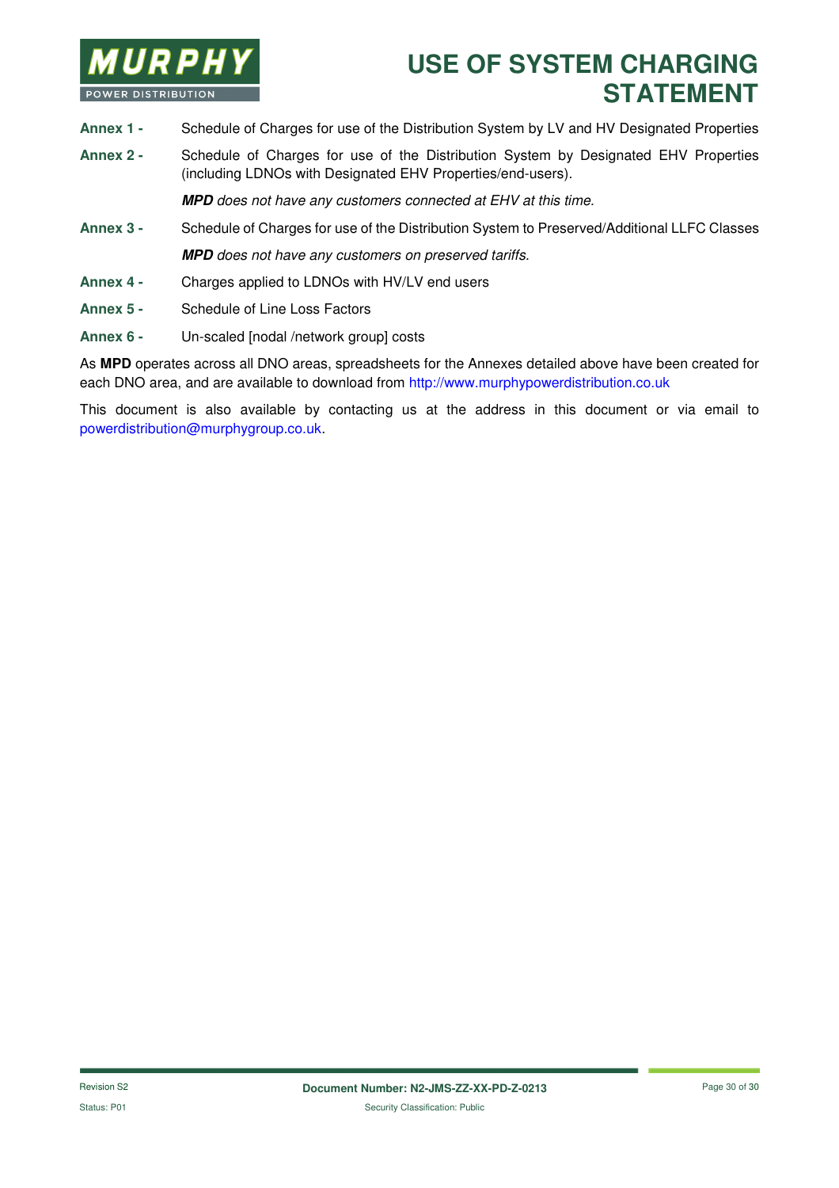**Annex 1 -** Schedule of Charges for use of the Distribution System by LV and HV Designated Properties

**Annex 2 -** Schedule of Charges for use of the Distribution System by Designated EHV Properties (including LDNOs with Designated EHV Properties/end-users).

***MPD** does not have any customers connected at EHV at this time.*

**Annex 3 -** Schedule of Charges for use of the Distribution System to Preserved/Additional LLFC Classes

***MPD** does not have any customers on preserved tariffs.*

**Annex 4 -** Charges applied to LDNOs with HV/LV end users

**Annex 5 -** Schedule of Line Loss Factors

**Annex 6 -** Un-scaled [nodal /network group] costs

As **MPD** operates across all DNO areas, spreadsheets for the Annexes detailed above have been created for each DNO area, and are available to download from http://www.murphypowerdistribution.co.uk

This document is also available by contacting us at the address in this document or via email to powerdistribution@murphygroup.co.uk.